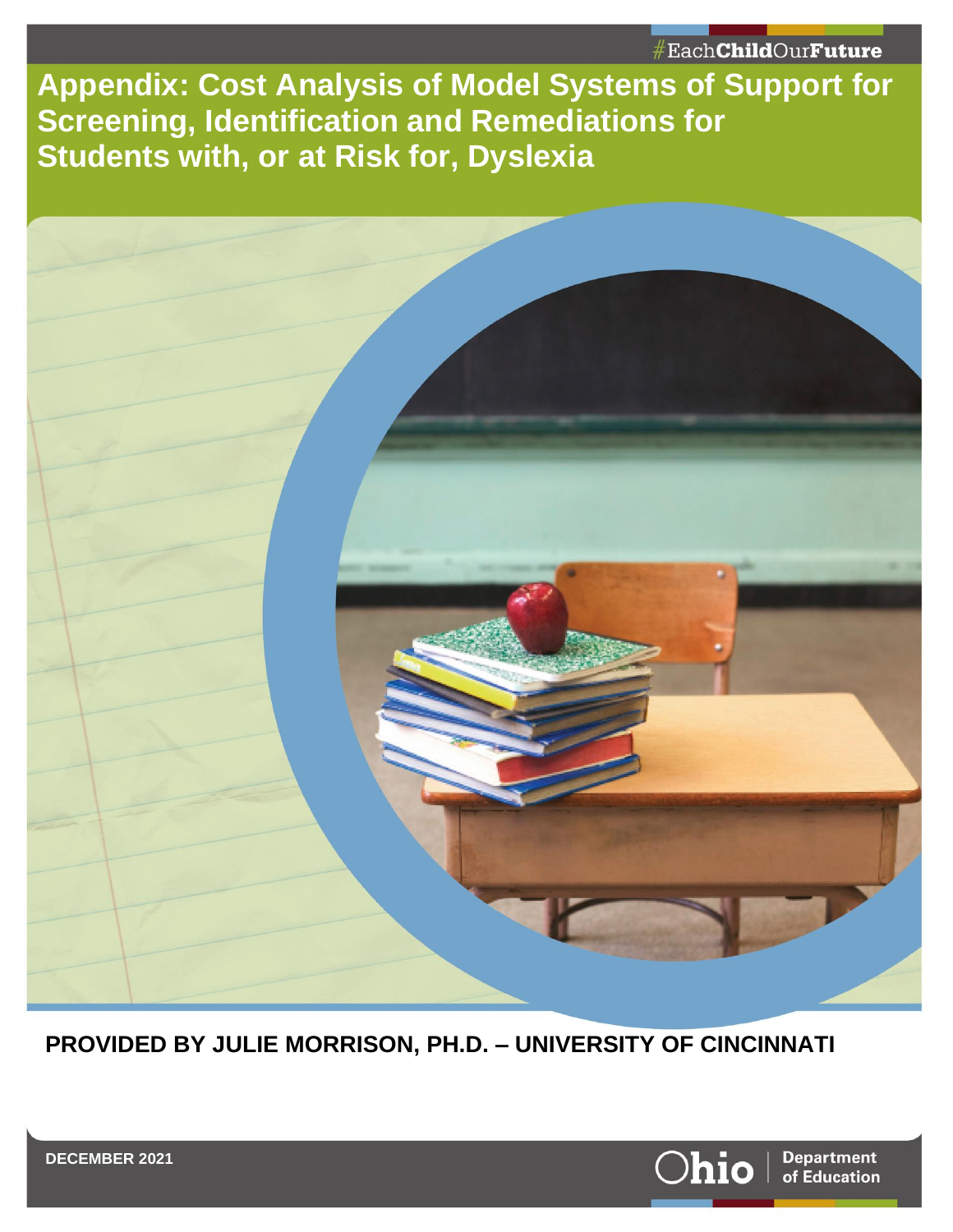#EachChildOurFuture

# Appendix: Cost Analysis of Model Systems of Support for Screening, Identification and Remediations for Students with, or at Risk for, Dyslexia

**PROVIDED BY JULIE MORRISON, PH.D. – UNIVERSITY OF CINCINNATI**

**DECEMBER 2021**

Ohio | Department of Education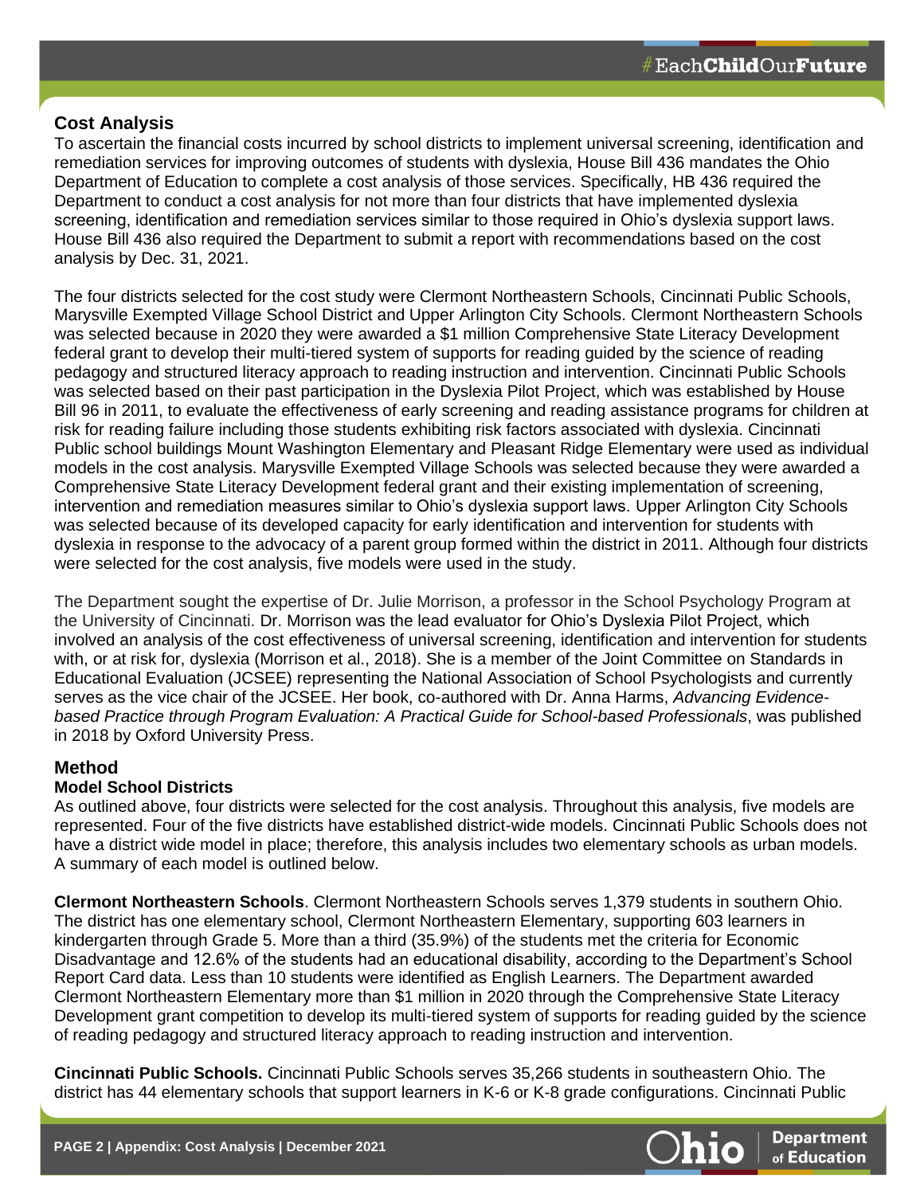## Cost Analysis

To ascertain the financial costs incurred by school districts to implement universal screening, identification and remediation services for improving outcomes of students with dyslexia, House Bill 436 mandates the Ohio Department of Education to complete a cost analysis of those services. Specifically, HB 436 required the Department to conduct a cost analysis for not more than four districts that have implemented dyslexia screening, identification and remediation services similar to those required in Ohio's dyslexia support laws. House Bill 436 also required the Department to submit a report with recommendations based on the cost analysis by Dec. 31, 2021.

The four districts selected for the cost study were Clermont Northeastern Schools, Cincinnati Public Schools, Marysville Exempted Village School District and Upper Arlington City Schools. Clermont Northeastern Schools was selected because in 2020 they were awarded a $1 million Comprehensive State Literacy Development federal grant to develop their multi-tiered system of supports for reading guided by the science of reading pedagogy and structured literacy approach to reading instruction and intervention. Cincinnati Public Schools was selected based on their past participation in the Dyslexia Pilot Project, which was established by House Bill 96 in 2011, to evaluate the effectiveness of early screening and reading assistance programs for children at risk for reading failure including those students exhibiting risk factors associated with dyslexia. Cincinnati Public school buildings Mount Washington Elementary and Pleasant Ridge Elementary were used as individual models in the cost analysis. Marysville Exempted Village Schools was selected because they were awarded a Comprehensive State Literacy Development federal grant and their existing implementation of screening, intervention and remediation measures similar to Ohio's dyslexia support laws. Upper Arlington City Schools was selected because of its developed capacity for early identification and intervention for students with dyslexia in response to the advocacy of a parent group formed within the district in 2011. Although four districts were selected for the cost analysis, five models were used in the study.

The Department sought the expertise of Dr. Julie Morrison, a professor in the School Psychology Program at the University of Cincinnati. Dr. Morrison was the lead evaluator for Ohio's Dyslexia Pilot Project, which involved an analysis of the cost effectiveness of universal screening, identification and intervention for students with, or at risk for, dyslexia (Morrison et al., 2018). She is a member of the Joint Committee on Standards in Educational Evaluation (JCSEE) representing the National Association of School Psychologists and currently serves as the vice chair of the JCSEE. Her book, co-authored with Dr. Anna Harms, *Advancing Evidence-based Practice through Program Evaluation: A Practical Guide for School-based Professionals*, was published in 2018 by Oxford University Press.

## Method

### Model School Districts

As outlined above, four districts were selected for the cost analysis. Throughout this analysis, five models are represented. Four of the five districts have established district-wide models. Cincinnati Public Schools does not have a district wide model in place; therefore, this analysis includes two elementary schools as urban models. A summary of each model is outlined below.

**Clermont Northeastern Schools**. Clermont Northeastern Schools serves 1,379 students in southern Ohio. The district has one elementary school, Clermont Northeastern Elementary, supporting 603 learners in kindergarten through Grade 5. More than a third (35.9%) of the students met the criteria for Economic Disadvantage and 12.6% of the students had an educational disability, according to the Department's School Report Card data. Less than 10 students were identified as English Learners. The Department awarded Clermont Northeastern Elementary more than $1 million in 2020 through the Comprehensive State Literacy Development grant competition to develop its multi-tiered system of supports for reading guided by the science of reading pedagogy and structured literacy approach to reading instruction and intervention.

**Cincinnati Public Schools.** Cincinnati Public Schools serves 35,266 students in southeastern Ohio. The district has 44 elementary schools that support learners in K-6 or K-8 grade configurations. Cincinnati Public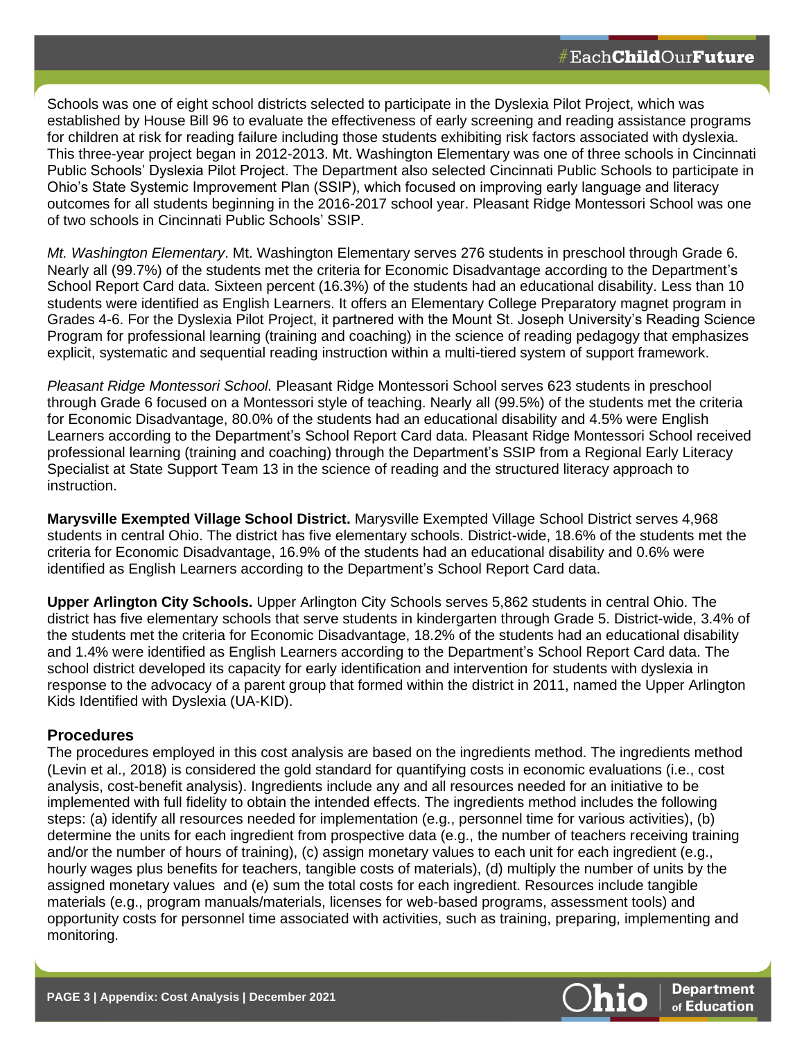Schools was one of eight school districts selected to participate in the Dyslexia Pilot Project, which was established by House Bill 96 to evaluate the effectiveness of early screening and reading assistance programs for children at risk for reading failure including those students exhibiting risk factors associated with dyslexia. This three-year project began in 2012-2013. Mt. Washington Elementary was one of three schools in Cincinnati Public Schools' Dyslexia Pilot Project. The Department also selected Cincinnati Public Schools to participate in Ohio's State Systemic Improvement Plan (SSIP), which focused on improving early language and literacy outcomes for all students beginning in the 2016-2017 school year. Pleasant Ridge Montessori School was one of two schools in Cincinnati Public Schools' SSIP.

*Mt. Washington Elementary*. Mt. Washington Elementary serves 276 students in preschool through Grade 6. Nearly all (99.7%) of the students met the criteria for Economic Disadvantage according to the Department's School Report Card data. Sixteen percent (16.3%) of the students had an educational disability. Less than 10 students were identified as English Learners. It offers an Elementary College Preparatory magnet program in Grades 4-6. For the Dyslexia Pilot Project, it partnered with the Mount St. Joseph University's Reading Science Program for professional learning (training and coaching) in the science of reading pedagogy that emphasizes explicit, systematic and sequential reading instruction within a multi-tiered system of support framework.

*Pleasant Ridge Montessori School.* Pleasant Ridge Montessori School serves 623 students in preschool through Grade 6 focused on a Montessori style of teaching. Nearly all (99.5%) of the students met the criteria for Economic Disadvantage, 80.0% of the students had an educational disability and 4.5% were English Learners according to the Department's School Report Card data. Pleasant Ridge Montessori School received professional learning (training and coaching) through the Department's SSIP from a Regional Early Literacy Specialist at State Support Team 13 in the science of reading and the structured literacy approach to instruction.

**Marysville Exempted Village School District.** Marysville Exempted Village School District serves 4,968 students in central Ohio. The district has five elementary schools. District-wide, 18.6% of the students met the criteria for Economic Disadvantage, 16.9% of the students had an educational disability and 0.6% were identified as English Learners according to the Department's School Report Card data.

**Upper Arlington City Schools.** Upper Arlington City Schools serves 5,862 students in central Ohio. The district has five elementary schools that serve students in kindergarten through Grade 5. District-wide, 3.4% of the students met the criteria for Economic Disadvantage, 18.2% of the students had an educational disability and 1.4% were identified as English Learners according to the Department's School Report Card data. The school district developed its capacity for early identification and intervention for students with dyslexia in response to the advocacy of a parent group that formed within the district in 2011, named the Upper Arlington Kids Identified with Dyslexia (UA-KID).

## Procedures

The procedures employed in this cost analysis are based on the ingredients method. The ingredients method (Levin et al., 2018) is considered the gold standard for quantifying costs in economic evaluations (i.e., cost analysis, cost-benefit analysis). Ingredients include any and all resources needed for an initiative to be implemented with full fidelity to obtain the intended effects. The ingredients method includes the following steps: (a) identify all resources needed for implementation (e.g., personnel time for various activities), (b) determine the units for each ingredient from prospective data (e.g., the number of teachers receiving training and/or the number of hours of training), (c) assign monetary values to each unit for each ingredient (e.g., hourly wages plus benefits for teachers, tangible costs of materials), (d) multiply the number of units by the assigned monetary values and (e) sum the total costs for each ingredient. Resources include tangible materials (e.g., program manuals/materials, licenses for web-based programs, assessment tools) and opportunity costs for personnel time associated with activities, such as training, preparing, implementing and monitoring.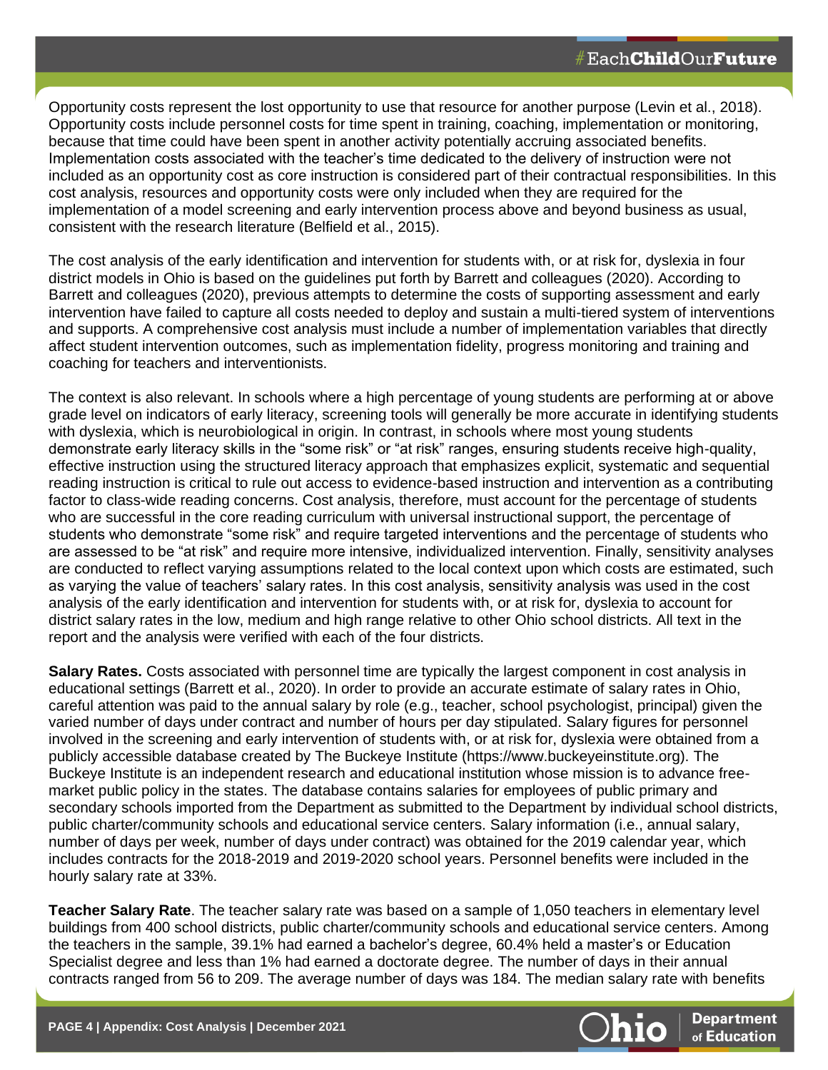Opportunity costs represent the lost opportunity to use that resource for another purpose (Levin et al., 2018). Opportunity costs include personnel costs for time spent in training, coaching, implementation or monitoring, because that time could have been spent in another activity potentially accruing associated benefits. Implementation costs associated with the teacher's time dedicated to the delivery of instruction were not included as an opportunity cost as core instruction is considered part of their contractual responsibilities. In this cost analysis, resources and opportunity costs were only included when they are required for the implementation of a model screening and early intervention process above and beyond business as usual, consistent with the research literature (Belfield et al., 2015).

The cost analysis of the early identification and intervention for students with, or at risk for, dyslexia in four district models in Ohio is based on the guidelines put forth by Barrett and colleagues (2020). According to Barrett and colleagues (2020), previous attempts to determine the costs of supporting assessment and early intervention have failed to capture all costs needed to deploy and sustain a multi-tiered system of interventions and supports. A comprehensive cost analysis must include a number of implementation variables that directly affect student intervention outcomes, such as implementation fidelity, progress monitoring and training and coaching for teachers and interventionists.

The context is also relevant. In schools where a high percentage of young students are performing at or above grade level on indicators of early literacy, screening tools will generally be more accurate in identifying students with dyslexia, which is neurobiological in origin. In contrast, in schools where most young students demonstrate early literacy skills in the "some risk" or "at risk" ranges, ensuring students receive high-quality, effective instruction using the structured literacy approach that emphasizes explicit, systematic and sequential reading instruction is critical to rule out access to evidence-based instruction and intervention as a contributing factor to class-wide reading concerns. Cost analysis, therefore, must account for the percentage of students who are successful in the core reading curriculum with universal instructional support, the percentage of students who demonstrate "some risk" and require targeted interventions and the percentage of students who are assessed to be "at risk" and require more intensive, individualized intervention. Finally, sensitivity analyses are conducted to reflect varying assumptions related to the local context upon which costs are estimated, such as varying the value of teachers' salary rates. In this cost analysis, sensitivity analysis was used in the cost analysis of the early identification and intervention for students with, or at risk for, dyslexia to account for district salary rates in the low, medium and high range relative to other Ohio school districts. All text in the report and the analysis were verified with each of the four districts.

**Salary Rates.** Costs associated with personnel time are typically the largest component in cost analysis in educational settings (Barrett et al., 2020). In order to provide an accurate estimate of salary rates in Ohio, careful attention was paid to the annual salary by role (e.g., teacher, school psychologist, principal) given the varied number of days under contract and number of hours per day stipulated. Salary figures for personnel involved in the screening and early intervention of students with, or at risk for, dyslexia were obtained from a publicly accessible database created by The Buckeye Institute (https://www.buckeyeinstitute.org). The Buckeye Institute is an independent research and educational institution whose mission is to advance free-market public policy in the states. The database contains salaries for employees of public primary and secondary schools imported from the Department as submitted to the Department by individual school districts, public charter/community schools and educational service centers. Salary information (i.e., annual salary, number of days per week, number of days under contract) was obtained for the 2019 calendar year, which includes contracts for the 2018-2019 and 2019-2020 school years. Personnel benefits were included in the hourly salary rate at 33%.

**Teacher Salary Rate**. The teacher salary rate was based on a sample of 1,050 teachers in elementary level buildings from 400 school districts, public charter/community schools and educational service centers. Among the teachers in the sample, 39.1% had earned a bachelor's degree, 60.4% held a master's or Education Specialist degree and less than 1% had earned a doctorate degree. The number of days in their annual contracts ranged from 56 to 209. The average number of days was 184. The median salary rate with benefits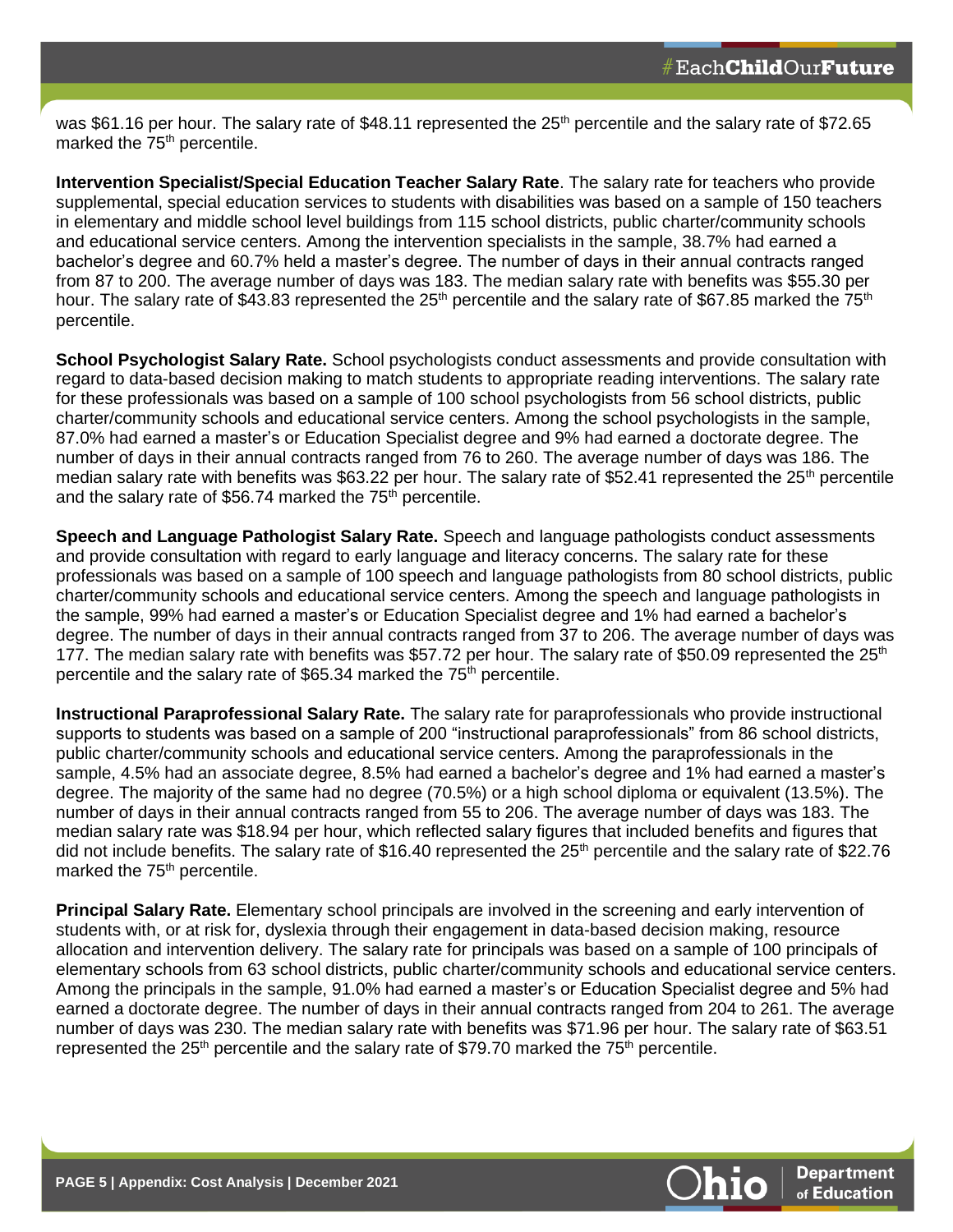was $61.16 per hour. The salary rate of $48.11 represented the 25th percentile and the salary rate of $72.65 marked the 75th percentile.

**Intervention Specialist/Special Education Teacher Salary Rate**. The salary rate for teachers who provide supplemental, special education services to students with disabilities was based on a sample of 150 teachers in elementary and middle school level buildings from 115 school districts, public charter/community schools and educational service centers. Among the intervention specialists in the sample, 38.7% had earned a bachelor's degree and 60.7% held a master's degree. The number of days in their annual contracts ranged from 87 to 200. The average number of days was 183. The median salary rate with benefits was $55.30 per hour. The salary rate of $43.83 represented the 25th percentile and the salary rate of $67.85 marked the 75th percentile.

**School Psychologist Salary Rate.** School psychologists conduct assessments and provide consultation with regard to data-based decision making to match students to appropriate reading interventions. The salary rate for these professionals was based on a sample of 100 school psychologists from 56 school districts, public charter/community schools and educational service centers. Among the school psychologists in the sample, 87.0% had earned a master's or Education Specialist degree and 9% had earned a doctorate degree. The number of days in their annual contracts ranged from 76 to 260. The average number of days was 186. The median salary rate with benefits was $63.22 per hour. The salary rate of $52.41 represented the 25th percentile and the salary rate of $56.74 marked the 75th percentile.

**Speech and Language Pathologist Salary Rate.** Speech and language pathologists conduct assessments and provide consultation with regard to early language and literacy concerns. The salary rate for these professionals was based on a sample of 100 speech and language pathologists from 80 school districts, public charter/community schools and educational service centers. Among the speech and language pathologists in the sample, 99% had earned a master's or Education Specialist degree and 1% had earned a bachelor's degree. The number of days in their annual contracts ranged from 37 to 206. The average number of days was 177. The median salary rate with benefits was $57.72 per hour. The salary rate of $50.09 represented the 25th percentile and the salary rate of $65.34 marked the 75th percentile.

**Instructional Paraprofessional Salary Rate.** The salary rate for paraprofessionals who provide instructional supports to students was based on a sample of 200 "instructional paraprofessionals" from 86 school districts, public charter/community schools and educational service centers. Among the paraprofessionals in the sample, 4.5% had an associate degree, 8.5% had earned a bachelor's degree and 1% had earned a master's degree. The majority of the same had no degree (70.5%) or a high school diploma or equivalent (13.5%). The number of days in their annual contracts ranged from 55 to 206. The average number of days was 183. The median salary rate was $18.94 per hour, which reflected salary figures that included benefits and figures that did not include benefits. The salary rate of $16.40 represented the 25th percentile and the salary rate of $22.76 marked the 75th percentile.

**Principal Salary Rate.** Elementary school principals are involved in the screening and early intervention of students with, or at risk for, dyslexia through their engagement in data-based decision making, resource allocation and intervention delivery. The salary rate for principals was based on a sample of 100 principals of elementary schools from 63 school districts, public charter/community schools and educational service centers. Among the principals in the sample, 91.0% had earned a master's or Education Specialist degree and 5% had earned a doctorate degree. The number of days in their annual contracts ranged from 204 to 261. The average number of days was 230. The median salary rate with benefits was $71.96 per hour. The salary rate of $63.51 represented the 25th percentile and the salary rate of $79.70 marked the 75th percentile.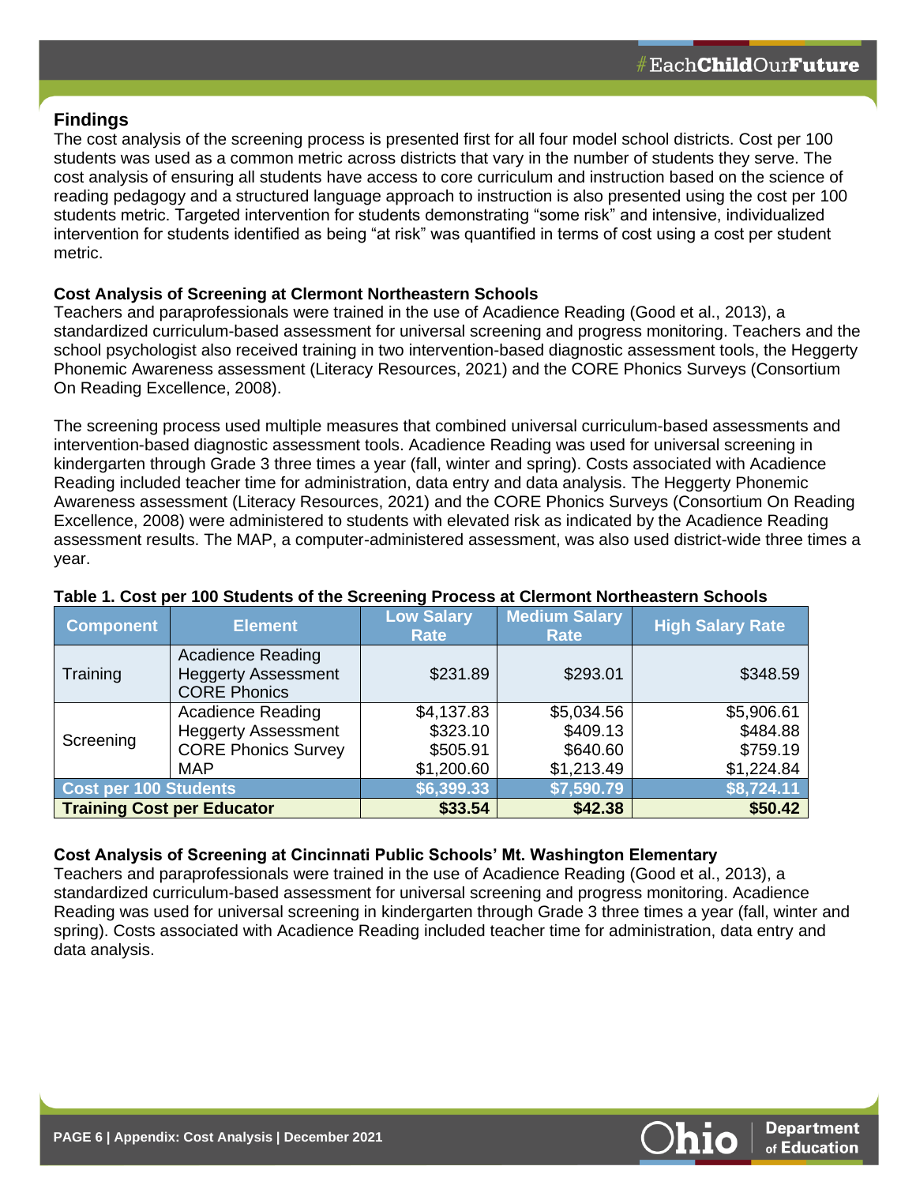## Findings

The cost analysis of the screening process is presented first for all four model school districts. Cost per 100 students was used as a common metric across districts that vary in the number of students they serve. The cost analysis of ensuring all students have access to core curriculum and instruction based on the science of reading pedagogy and a structured language approach to instruction is also presented using the cost per 100 students metric. Targeted intervention for students demonstrating "some risk" and intensive, individualized intervention for students identified as being "at risk" was quantified in terms of cost using a cost per student metric.

### Cost Analysis of Screening at Clermont Northeastern Schools

Teachers and paraprofessionals were trained in the use of Acadience Reading (Good et al., 2013), a standardized curriculum-based assessment for universal screening and progress monitoring. Teachers and the school psychologist also received training in two intervention-based diagnostic assessment tools, the Heggerty Phonemic Awareness assessment (Literacy Resources, 2021) and the CORE Phonics Surveys (Consortium On Reading Excellence, 2008).

The screening process used multiple measures that combined universal curriculum-based assessments and intervention-based diagnostic assessment tools. Acadience Reading was used for universal screening in kindergarten through Grade 3 three times a year (fall, winter and spring). Costs associated with Acadience Reading included teacher time for administration, data entry and data analysis. The Heggerty Phonemic Awareness assessment (Literacy Resources, 2021) and the CORE Phonics Surveys (Consortium On Reading Excellence, 2008) were administered to students with elevated risk as indicated by the Acadience Reading assessment results. The MAP, a computer-administered assessment, was also used district-wide three times a year.

**Table 1. Cost per 100 Students of the Screening Process at Clermont Northeastern Schools**

| Component | Element | Low Salary Rate | Medium Salary Rate | High Salary Rate |
|---|---|---|---|---|
| Training | Acadience Reading<br>Heggerty Assessment<br>CORE Phonics | $231.89 | $293.01 | $348.59 |
| Screening | Acadience Reading | $4,137.83 | $5,034.56 | $5,906.61 |
| | Heggerty Assessment | $323.10 | $409.13 | $484.88 |
| | CORE Phonics Survey | $505.91 | $640.60 | $759.19 |
| | MAP | $1,200.60 | $1,213.49 | $1,224.84 |
| **Cost per 100 Students** | | **$6,399.33** | **$7,590.79** | **$8,724.11** |
| **Training Cost per Educator** | | **$33.54** | **$42.38** | **$50.42** |

### Cost Analysis of Screening at Cincinnati Public Schools' Mt. Washington Elementary

Teachers and paraprofessionals were trained in the use of Acadience Reading (Good et al., 2013), a standardized curriculum-based assessment for universal screening and progress monitoring. Acadience Reading was used for universal screening in kindergarten through Grade 3 three times a year (fall, winter and spring). Costs associated with Acadience Reading included teacher time for administration, data entry and data analysis.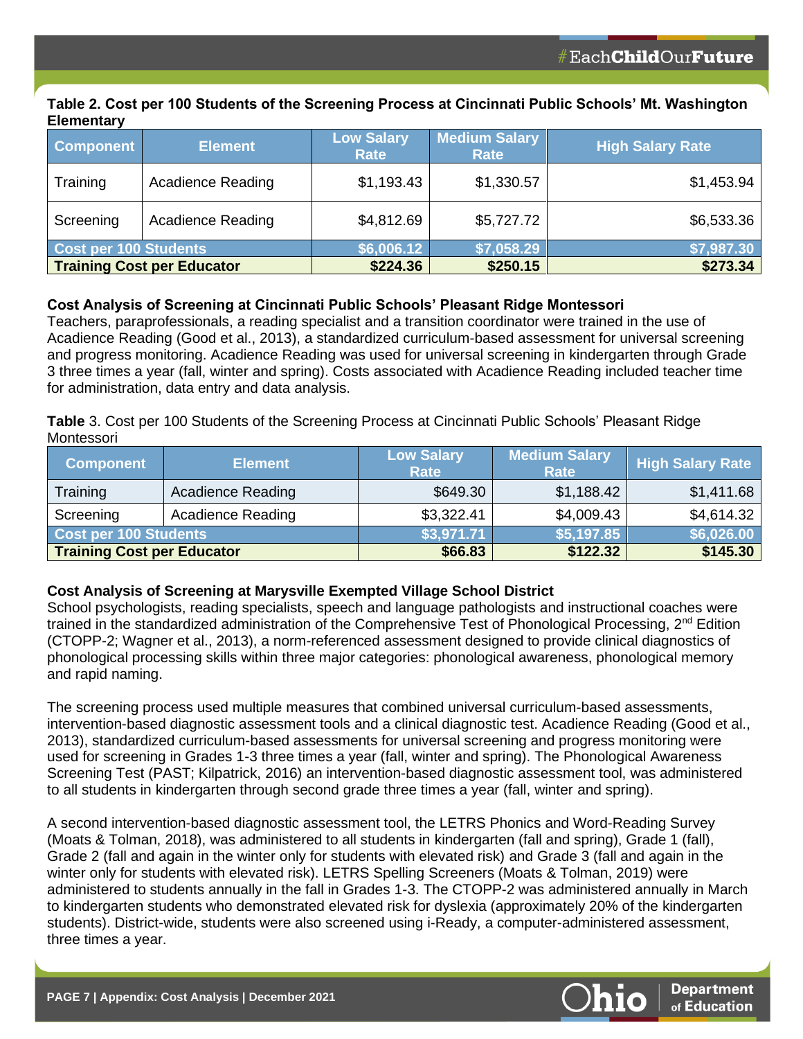**Table 2. Cost per 100 Students of the Screening Process at Cincinnati Public Schools' Mt. Washington Elementary**

| Component | Element | Low Salary Rate | Medium Salary Rate | High Salary Rate |
|---|---|---|---|---|
| Training | Acadience Reading | $1,193.43 | $1,330.57 | $1,453.94 |
| Screening | Acadience Reading | $4,812.69 | $5,727.72 | $6,533.36 |
| **Cost per 100 Students** | | **$6,006.12** | **$7,058.29** | **$7,987.30** |
| **Training Cost per Educator** | | **$224.36** | **$250.15** | **$273.34** |

### Cost Analysis of Screening at Cincinnati Public Schools' Pleasant Ridge Montessori

Teachers, paraprofessionals, a reading specialist and a transition coordinator were trained in the use of Acadience Reading (Good et al., 2013), a standardized curriculum-based assessment for universal screening and progress monitoring. Acadience Reading was used for universal screening in kindergarten through Grade 3 three times a year (fall, winter and spring). Costs associated with Acadience Reading included teacher time for administration, data entry and data analysis.

**Table** 3. Cost per 100 Students of the Screening Process at Cincinnati Public Schools' Pleasant Ridge Montessori

| Component | Element | Low Salary Rate | Medium Salary Rate | High Salary Rate |
|---|---|---|---|---|
| Training | Acadience Reading | $649.30 | $1,188.42 | $1,411.68 |
| Screening | Acadience Reading | $3,322.41 | $4,009.43 | $4,614.32 |
| **Cost per 100 Students** | | **$3,971.71** | **$5,197.85** | **$6,026.00** |
| **Training Cost per Educator** | | **$66.83** | **$122.32** | **$145.30** |

### Cost Analysis of Screening at Marysville Exempted Village School District

School psychologists, reading specialists, speech and language pathologists and instructional coaches were trained in the standardized administration of the Comprehensive Test of Phonological Processing, 2nd Edition (CTOPP-2; Wagner et al., 2013), a norm-referenced assessment designed to provide clinical diagnostics of phonological processing skills within three major categories: phonological awareness, phonological memory and rapid naming.

The screening process used multiple measures that combined universal curriculum-based assessments, intervention-based diagnostic assessment tools and a clinical diagnostic test. Acadience Reading (Good et al., 2013), standardized curriculum-based assessments for universal screening and progress monitoring were used for screening in Grades 1-3 three times a year (fall, winter and spring). The Phonological Awareness Screening Test (PAST; Kilpatrick, 2016) an intervention-based diagnostic assessment tool, was administered to all students in kindergarten through second grade three times a year (fall, winter and spring).

A second intervention-based diagnostic assessment tool, the LETRS Phonics and Word-Reading Survey (Moats & Tolman, 2018), was administered to all students in kindergarten (fall and spring), Grade 1 (fall), Grade 2 (fall and again in the winter only for students with elevated risk) and Grade 3 (fall and again in the winter only for students with elevated risk). LETRS Spelling Screeners (Moats & Tolman, 2019) were administered to students annually in the fall in Grades 1-3. The CTOPP-2 was administered annually in March to kindergarten students who demonstrated elevated risk for dyslexia (approximately 20% of the kindergarten students). District-wide, students were also screened using i-Ready, a computer-administered assessment, three times a year.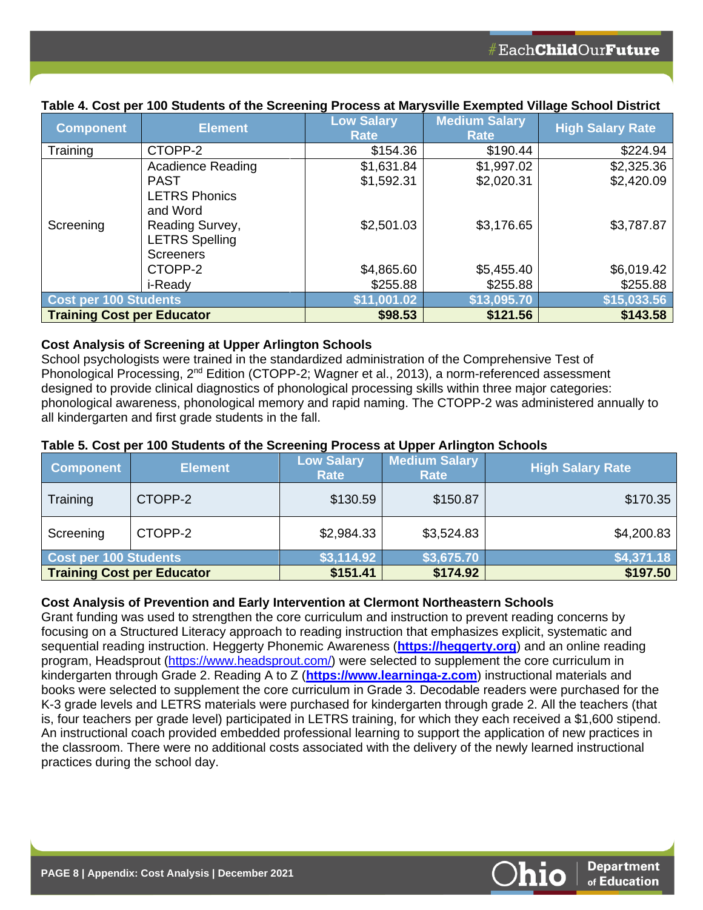**Table 4. Cost per 100 Students of the Screening Process at Marysville Exempted Village School District**

| Component | Element | Low Salary Rate | Medium Salary Rate | High Salary Rate |
|---|---|---|---|---|
| Training | CTOPP-2 | $154.36 | $190.44 | $224.94 |
| Screening | Acadience Reading | $1,631.84 | $1,997.02 | $2,325.36 |
| | PAST | $1,592.31 | $2,020.31 | $2,420.09 |
| | LETRS Phonics and Word Reading Survey, LETRS Spelling Screeners | $2,501.03 | $3,176.65 | $3,787.87 |
| | CTOPP-2 | $4,865.60 | $5,455.40 | $6,019.42 |
| | i-Ready | $255.88 | $255.88 | $255.88 |
| **Cost per 100 Students** | | **$11,001.02** | **$13,095.70** | **$15,033.56** |
| **Training Cost per Educator** | | **$98.53** | **$121.56** | **$143.58** |

**Cost Analysis of Screening at Upper Arlington Schools**

School psychologists were trained in the standardized administration of the Comprehensive Test of Phonological Processing, 2nd Edition (CTOPP-2; Wagner et al., 2013), a norm-referenced assessment designed to provide clinical diagnostics of phonological processing skills within three major categories: phonological awareness, phonological memory and rapid naming. The CTOPP-2 was administered annually to all kindergarten and first grade students in the fall.

**Table 5. Cost per 100 Students of the Screening Process at Upper Arlington Schools**

| Component | Element | Low Salary Rate | Medium Salary Rate | High Salary Rate |
|---|---|---|---|---|
| Training | CTOPP-2 | $130.59 | $150.87 | $170.35 |
| Screening | CTOPP-2 | $2,984.33 | $3,524.83 | $4,200.83 |
| **Cost per 100 Students** | | **$3,114.92** | **$3,675.70** | **$4,371.18** |
| **Training Cost per Educator** | | **$151.41** | **$174.92** | **$197.50** |

**Cost Analysis of Prevention and Early Intervention at Clermont Northeastern Schools**

Grant funding was used to strengthen the core curriculum and instruction to prevent reading concerns by focusing on a Structured Literacy approach to reading instruction that emphasizes explicit, systematic and sequential reading instruction. Heggerty Phonemic Awareness (**https://heggerty.org**) and an online reading program, Headsprout (https://www.headsprout.com/) were selected to supplement the core curriculum in kindergarten through Grade 2. Reading A to Z (**https://www.learninga-z.com**) instructional materials and books were selected to supplement the core curriculum in Grade 3. Decodable readers were purchased for the K-3 grade levels and LETRS materials were purchased for kindergarten through grade 2. All the teachers (that is, four teachers per grade level) participated in LETRS training, for which they each received a $1,600 stipend. An instructional coach provided embedded professional learning to support the application of new practices in the classroom. There were no additional costs associated with the delivery of the newly learned instructional practices during the school day.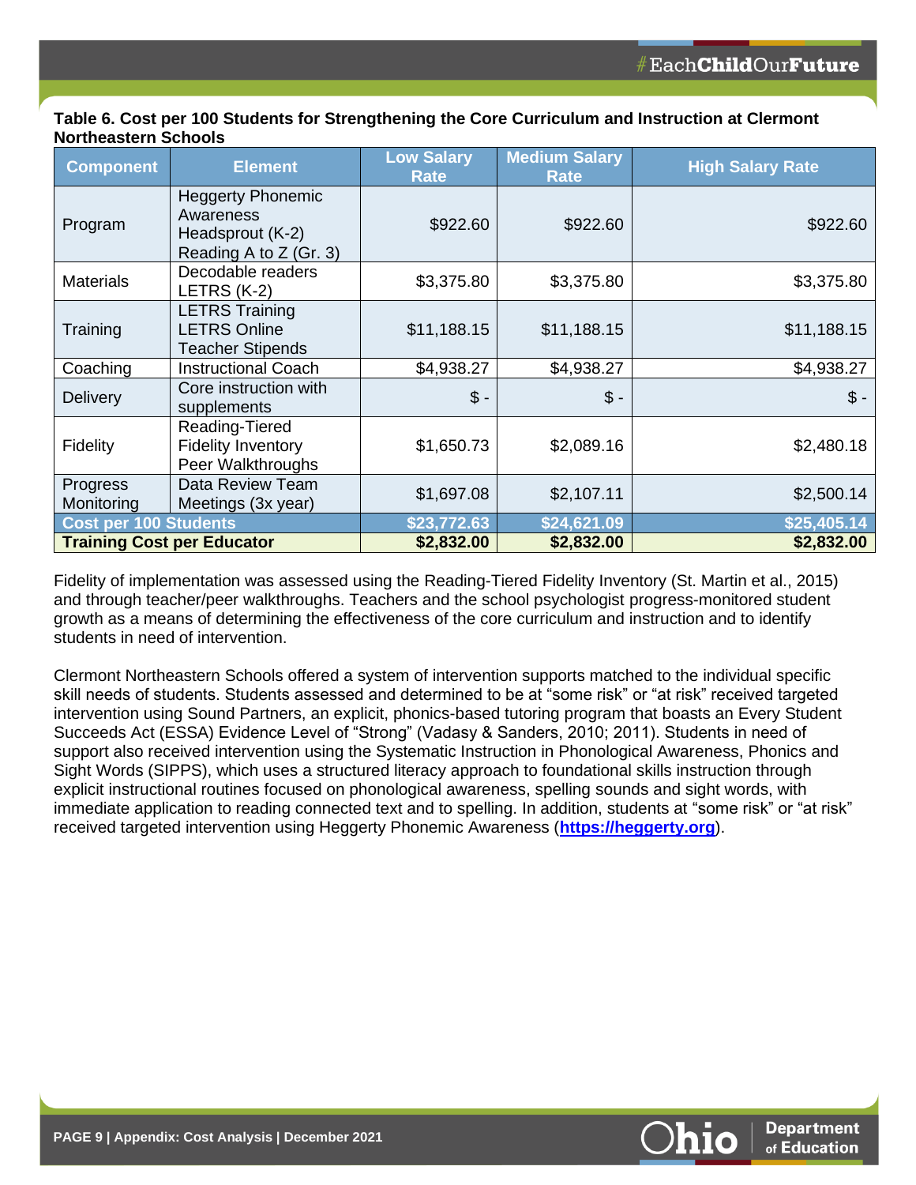**Table 6. Cost per 100 Students for Strengthening the Core Curriculum and Instruction at Clermont Northeastern Schools**

| Component | Element | Low Salary Rate | Medium Salary Rate | High Salary Rate |
|---|---|---|---|---|
| Program | Heggerty Phonemic Awareness Headsprout (K-2) Reading A to Z (Gr. 3) | $922.60 | $922.60 | $922.60 |
| Materials | Decodable readers LETRS (K-2) | $3,375.80 | $3,375.80 | $3,375.80 |
| Training | LETRS Training LETRS Online Teacher Stipends | $11,188.15 | $11,188.15 | $11,188.15 |
| Coaching | Instructional Coach | $4,938.27 | $4,938.27 | $4,938.27 |
| Delivery | Core instruction with supplements | $ - | $ - | $ - |
| Fidelity | Reading-Tiered Fidelity Inventory Peer Walkthroughs | $1,650.73 | $2,089.16 | $2,480.18 |
| Progress Monitoring | Data Review Team Meetings (3x year) | $1,697.08 | $2,107.11 | $2,500.14 |
| **Cost per 100 Students** | | **$23,772.63** | **$24,621.09** | **$25,405.14** |
| **Training Cost per Educator** | | **$2,832.00** | **$2,832.00** | **$2,832.00** |

Fidelity of implementation was assessed using the Reading-Tiered Fidelity Inventory (St. Martin et al., 2015) and through teacher/peer walkthroughs. Teachers and the school psychologist progress-monitored student growth as a means of determining the effectiveness of the core curriculum and instruction and to identify students in need of intervention.

Clermont Northeastern Schools offered a system of intervention supports matched to the individual specific skill needs of students. Students assessed and determined to be at "some risk" or "at risk" received targeted intervention using Sound Partners, an explicit, phonics-based tutoring program that boasts an Every Student Succeeds Act (ESSA) Evidence Level of "Strong" (Vadasy & Sanders, 2010; 2011). Students in need of support also received intervention using the Systematic Instruction in Phonological Awareness, Phonics and Sight Words (SIPPS), which uses a structured literacy approach to foundational skills instruction through explicit instructional routines focused on phonological awareness, spelling sounds and sight words, with immediate application to reading connected text and to spelling. In addition, students at "some risk" or "at risk" received targeted intervention using Heggerty Phonemic Awareness (**https://heggerty.org**).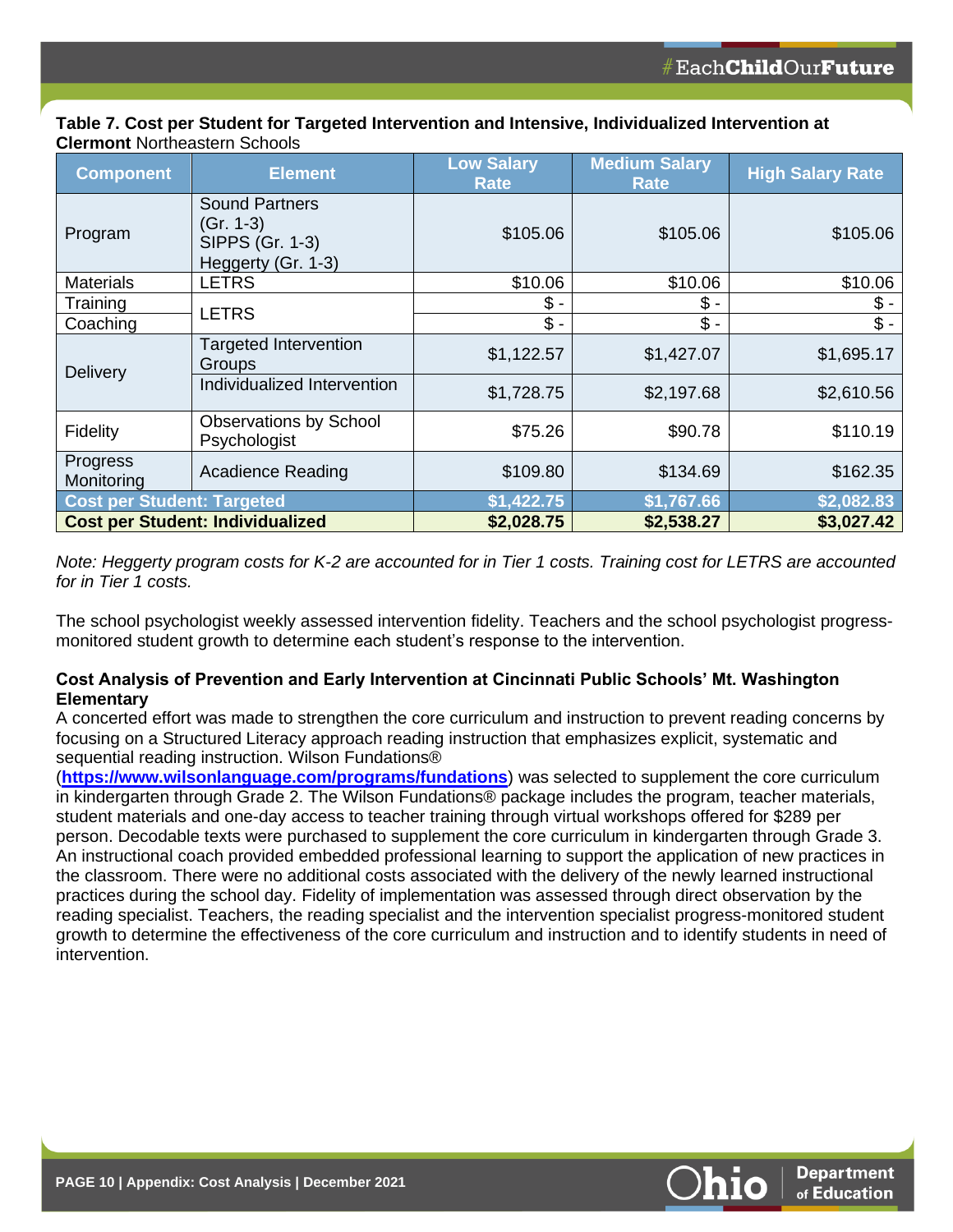**Table 7. Cost per Student for Targeted Intervention and Intensive, Individualized Intervention at Clermont** Northeastern Schools

| Component | Element | Low Salary Rate | Medium Salary Rate | High Salary Rate |
|---|---|---|---|---|
| Program | Sound Partners (Gr. 1-3) SIPPS (Gr. 1-3) Heggerty (Gr. 1-3) | $105.06 | $105.06 | $105.06 |
| Materials | LETRS | $10.06 | $10.06 | $10.06 |
| Training | LETRS | $ - | $ - | $ - |
| Coaching | | $ - | $ - | $ - |
| Delivery | Targeted Intervention Groups | $1,122.57 | $1,427.07 | $1,695.17 |
| | Individualized Intervention | $1,728.75 | $2,197.68 | $2,610.56 |
| Fidelity | Observations by School Psychologist | $75.26 | $90.78 | $110.19 |
| Progress Monitoring | Acadience Reading | $109.80 | $134.69 | $162.35 |
| **Cost per Student: Targeted** | | **$1,422.75** | **$1,767.66** | **$2,082.83** |
| **Cost per Student: Individualized** | | **$2,028.75** | **$2,538.27** | **$3,027.42** |

*Note: Heggerty program costs for K-2 are accounted for in Tier 1 costs. Training cost for LETRS are accounted for in Tier 1 costs.*

The school psychologist weekly assessed intervention fidelity. Teachers and the school psychologist progress-monitored student growth to determine each student's response to the intervention.

### Cost Analysis of Prevention and Early Intervention at Cincinnati Public Schools' Mt. Washington Elementary

A concerted effort was made to strengthen the core curriculum and instruction to prevent reading concerns by focusing on a Structured Literacy approach reading instruction that emphasizes explicit, systematic and sequential reading instruction. Wilson Fundations® (**https://www.wilsonlanguage.com/programs/fundations**) was selected to supplement the core curriculum in kindergarten through Grade 2. The Wilson Fundations® package includes the program, teacher materials, student materials and one-day access to teacher training through virtual workshops offered for $289 per person. Decodable texts were purchased to supplement the core curriculum in kindergarten through Grade 3. An instructional coach provided embedded professional learning to support the application of new practices in the classroom. There were no additional costs associated with the delivery of the newly learned instructional practices during the school day. Fidelity of implementation was assessed through direct observation by the reading specialist. Teachers, the reading specialist and the intervention specialist progress-monitored student growth to determine the effectiveness of the core curriculum and instruction and to identify students in need of intervention.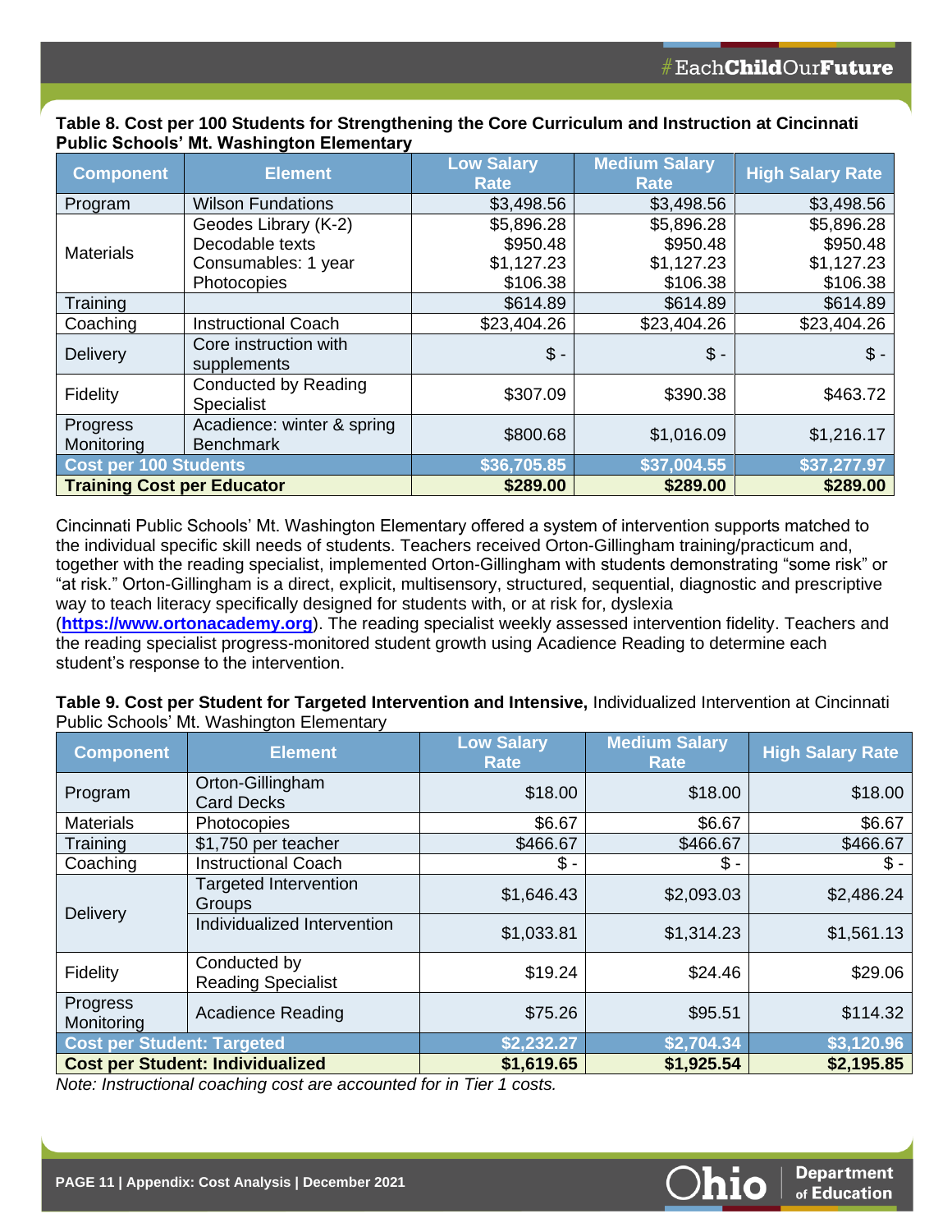**Table 8. Cost per 100 Students for Strengthening the Core Curriculum and Instruction at Cincinnati Public Schools' Mt. Washington Elementary**

| Component | Element | Low Salary Rate | Medium Salary Rate | High Salary Rate |
|---|---|---|---|---|
| Program | Wilson Fundations | $3,498.56 | $3,498.56 | $3,498.56 |
| Materials | Geodes Library (K-2) | $5,896.28 | $5,896.28 | $5,896.28 |
| | Decodable texts | $950.48 | $950.48 | $950.48 |
| | Consumables: 1 year | $1,127.23 | $1,127.23 | $1,127.23 |
| | Photocopies | $106.38 | $106.38 | $106.38 |
| Training | | $614.89 | $614.89 | $614.89 |
| Coaching | Instructional Coach | $23,404.26 | $23,404.26 | $23,404.26 |
| Delivery | Core instruction with supplements | $ - | $ - | $ - |
| Fidelity | Conducted by Reading Specialist | $307.09 | $390.38 | $463.72 |
| Progress Monitoring | Acadience: winter & spring Benchmark | $800.68 | $1,016.09 | $1,216.17 |
| **Cost per 100 Students** | | **$36,705.85** | **$37,004.55** | **$37,277.97** |
| **Training Cost per Educator** | | **$289.00** | **$289.00** | **$289.00** |

Cincinnati Public Schools' Mt. Washington Elementary offered a system of intervention supports matched to the individual specific skill needs of students. Teachers received Orton-Gillingham training/practicum and, together with the reading specialist, implemented Orton-Gillingham with students demonstrating "some risk" or "at risk." Orton-Gillingham is a direct, explicit, multisensory, structured, sequential, diagnostic and prescriptive way to teach literacy specifically designed for students with, or at risk for, dyslexia (**https://www.ortonacademy.org**). The reading specialist weekly assessed intervention fidelity. Teachers and the reading specialist progress-monitored student growth using Acadience Reading to determine each student's response to the intervention.

**Table 9. Cost per Student for Targeted Intervention and Intensive,** Individualized Intervention at Cincinnati Public Schools' Mt. Washington Elementary

| Component | Element | Low Salary Rate | Medium Salary Rate | High Salary Rate |
|---|---|---|---|---|
| Program | Orton-Gillingham Card Decks | $18.00 | $18.00 | $18.00 |
| Materials | Photocopies | $6.67 | $6.67 | $6.67 |
| Training | $1,750 per teacher | $466.67 | $466.67 | $466.67 |
| Coaching | Instructional Coach | $ - | $ - | $ - |
| Delivery | Targeted Intervention Groups | $1,646.43 | $2,093.03 | $2,486.24 |
| | Individualized Intervention | $1,033.81 | $1,314.23 | $1,561.13 |
| Fidelity | Conducted by Reading Specialist | $19.24 | $24.46 | $29.06 |
| Progress Monitoring | Acadience Reading | $75.26 | $95.51 | $114.32 |
| **Cost per Student: Targeted** | | **$2,232.27** | **$2,704.34** | **$3,120.96** |
| **Cost per Student: Individualized** | | **$1,619.65** | **$1,925.54** | **$2,195.85** |

*Note: Instructional coaching cost are accounted for in Tier 1 costs.*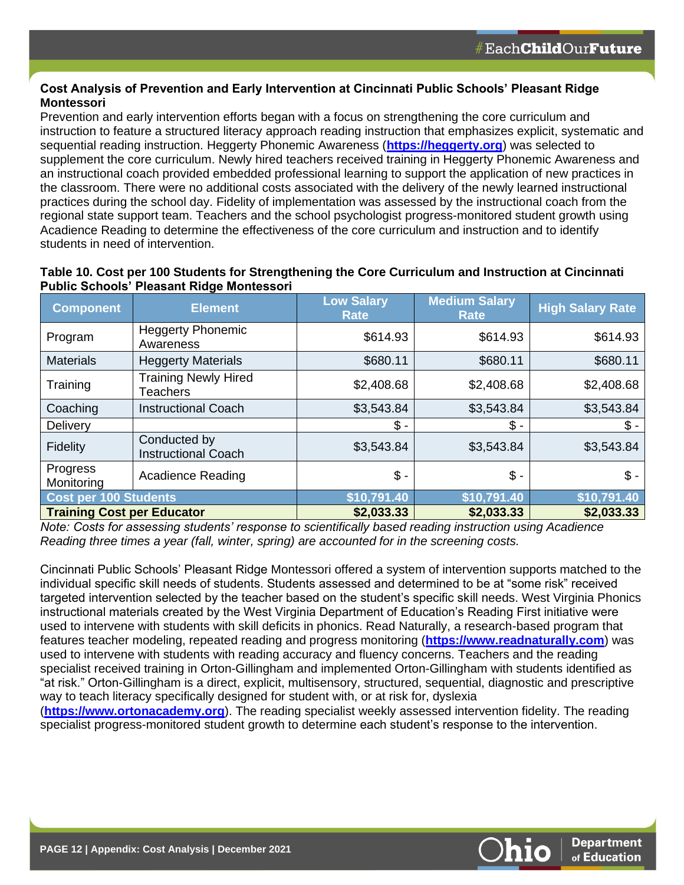**Cost Analysis of Prevention and Early Intervention at Cincinnati Public Schools' Pleasant Ridge Montessori**

Prevention and early intervention efforts began with a focus on strengthening the core curriculum and instruction to feature a structured literacy approach reading instruction that emphasizes explicit, systematic and sequential reading instruction. Heggerty Phonemic Awareness (**https://heggerty.org**) was selected to supplement the core curriculum. Newly hired teachers received training in Heggerty Phonemic Awareness and an instructional coach provided embedded professional learning to support the application of new practices in the classroom. There were no additional costs associated with the delivery of the newly learned instructional practices during the school day. Fidelity of implementation was assessed by the instructional coach from the regional state support team. Teachers and the school psychologist progress-monitored student growth using Acadience Reading to determine the effectiveness of the core curriculum and instruction and to identify students in need of intervention.

**Table 10. Cost per 100 Students for Strengthening the Core Curriculum and Instruction at Cincinnati Public Schools' Pleasant Ridge Montessori**

| Component | Element | Low Salary Rate | Medium Salary Rate | High Salary Rate |
|---|---|---|---|---|
| Program | Heggerty Phonemic Awareness | $614.93 | $614.93 | $614.93 |
| Materials | Heggerty Materials | $680.11 | $680.11 | $680.11 |
| Training | Training Newly Hired Teachers | $2,408.68 | $2,408.68 | $2,408.68 |
| Coaching | Instructional Coach | $3,543.84 | $3,543.84 | $3,543.84 |
| Delivery | | $ - | $ - | $ - |
| Fidelity | Conducted by Instructional Coach | $3,543.84 | $3,543.84 | $3,543.84 |
| Progress Monitoring | Acadience Reading | $ - | $ - | $ - |
| **Cost per 100 Students** | | **$10,791.40** | **$10,791.40** | **$10,791.40** |
| **Training Cost per Educator** | | **$2,033.33** | **$2,033.33** | **$2,033.33** |

*Note: Costs for assessing students' response to scientifically based reading instruction using Acadience Reading three times a year (fall, winter, spring) are accounted for in the screening costs.*

Cincinnati Public Schools' Pleasant Ridge Montessori offered a system of intervention supports matched to the individual specific skill needs of students. Students assessed and determined to be at "some risk" received targeted intervention selected by the teacher based on the student's specific skill needs. West Virginia Phonics instructional materials created by the West Virginia Department of Education's Reading First initiative were used to intervene with students with skill deficits in phonics. Read Naturally, a research-based program that features teacher modeling, repeated reading and progress monitoring (**https://www.readnaturally.com**) was used to intervene with students with reading accuracy and fluency concerns. Teachers and the reading specialist received training in Orton-Gillingham and implemented Orton-Gillingham with students identified as "at risk." Orton-Gillingham is a direct, explicit, multisensory, structured, sequential, diagnostic and prescriptive way to teach literacy specifically designed for student with, or at risk for, dyslexia (**https://www.ortonacademy.org**). The reading specialist weekly assessed intervention fidelity. The reading specialist progress-monitored student growth to determine each student's response to the intervention.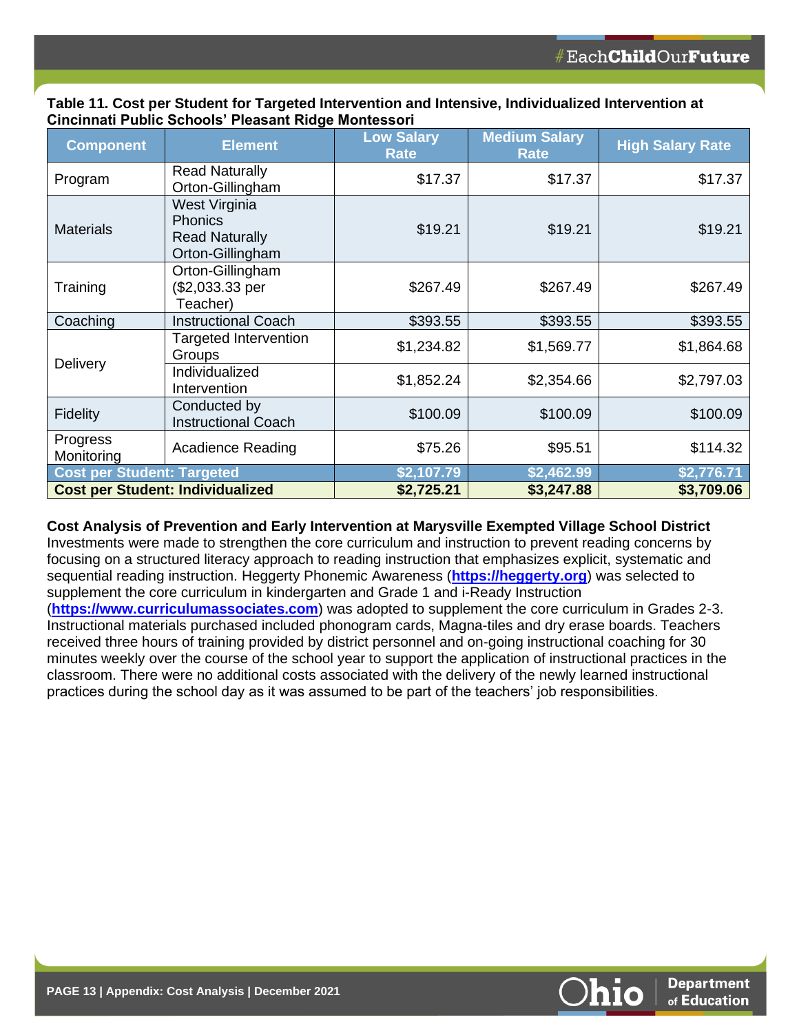**Table 11. Cost per Student for Targeted Intervention and Intensive, Individualized Intervention at Cincinnati Public Schools' Pleasant Ridge Montessori**

| Component | Element | Low Salary Rate | Medium Salary Rate | High Salary Rate |
|---|---|---|---|---|
| Program | Read Naturally<br>Orton-Gillingham | $17.37 | $17.37 | $17.37 |
| Materials | West Virginia Phonics<br>Read Naturally<br>Orton-Gillingham | $19.21 | $19.21 | $19.21 |
| Training | Orton-Gillingham ($2,033.33 per Teacher) | $267.49 | $267.49 | $267.49 |
| Coaching | Instructional Coach | $393.55 | $393.55 | $393.55 |
| Delivery | Targeted Intervention Groups | $1,234.82 | $1,569.77 | $1,864.68 |
| | Individualized Intervention | $1,852.24 | $2,354.66 | $2,797.03 |
| Fidelity | Conducted by Instructional Coach | $100.09 | $100.09 | $100.09 |
| Progress Monitoring | Acadience Reading | $75.26 | $95.51 | $114.32 |
| **Cost per Student: Targeted** | | **$2,107.79** | **$2,462.99** | **$2,776.71** |
| **Cost per Student: Individualized** | | **$2,725.21** | **$3,247.88** | **$3,709.06** |

**Cost Analysis of Prevention and Early Intervention at Marysville Exempted Village School District**

Investments were made to strengthen the core curriculum and instruction to prevent reading concerns by focusing on a structured literacy approach to reading instruction that emphasizes explicit, systematic and sequential reading instruction. Heggerty Phonemic Awareness (**https://heggerty.org**) was selected to supplement the core curriculum in kindergarten and Grade 1 and i-Ready Instruction (**https://www.curriculumassociates.com**) was adopted to supplement the core curriculum in Grades 2-3. Instructional materials purchased included phonogram cards, Magna-tiles and dry erase boards. Teachers received three hours of training provided by district personnel and on-going instructional coaching for 30 minutes weekly over the course of the school year to support the application of instructional practices in the classroom. There were no additional costs associated with the delivery of the newly learned instructional practices during the school day as it was assumed to be part of the teachers' job responsibilities.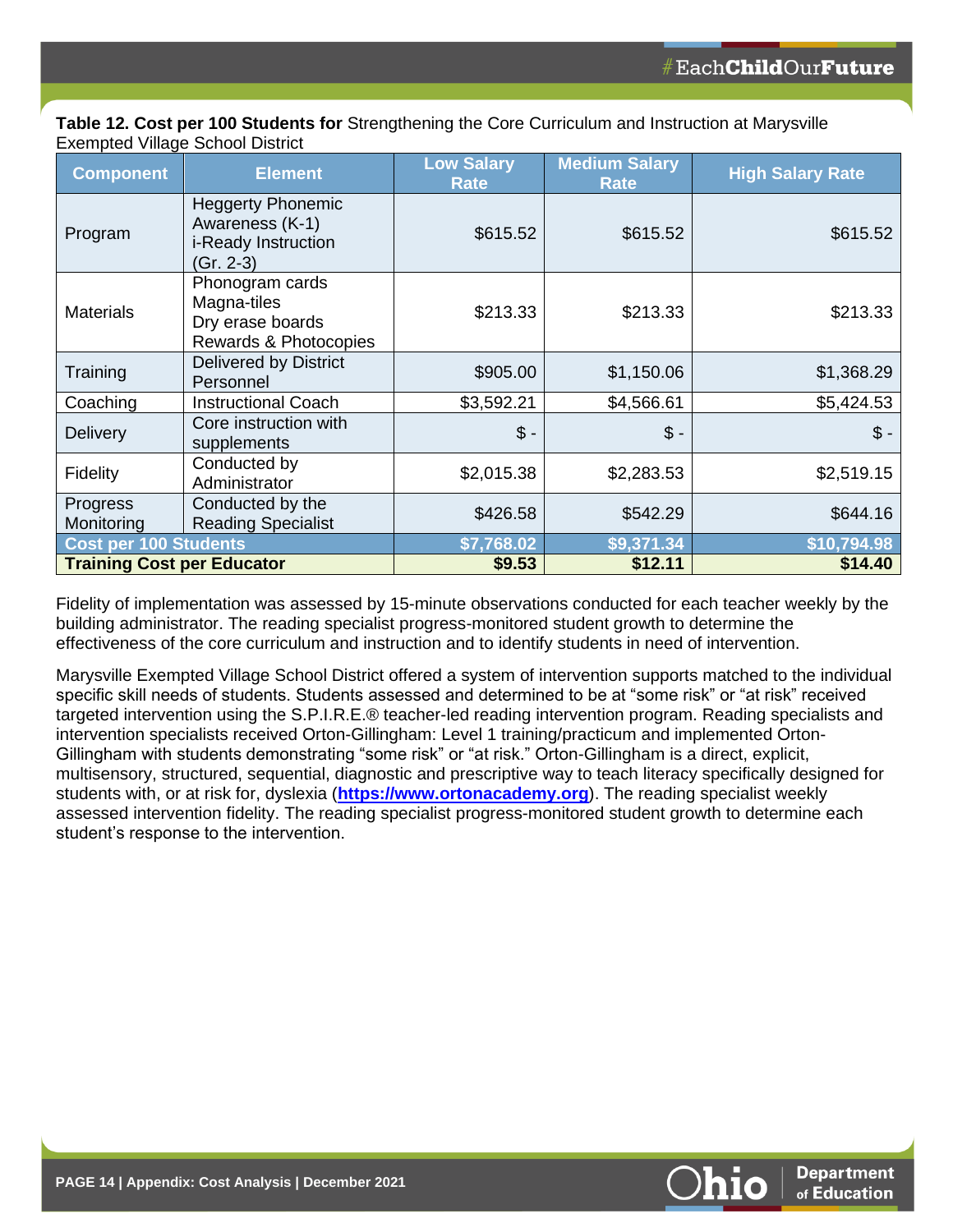**Table 12. Cost per 100 Students for** Strengthening the Core Curriculum and Instruction at Marysville Exempted Village School District

| Component | Element | Low Salary Rate | Medium Salary Rate | High Salary Rate |
|---|---|---|---|---|
| Program | Heggerty Phonemic Awareness (K-1) i-Ready Instruction (Gr. 2-3) | $615.52 | $615.52 | $615.52 |
| Materials | Phonogram cards Magna-tiles Dry erase boards Rewards & Photocopies | $213.33 | $213.33 | $213.33 |
| Training | Delivered by District Personnel | $905.00 | $1,150.06 | $1,368.29 |
| Coaching | Instructional Coach | $3,592.21 | $4,566.61 | $5,424.53 |
| Delivery | Core instruction with supplements | $ - | $ - | $ - |
| Fidelity | Conducted by Administrator | $2,015.38 | $2,283.53 | $2,519.15 |
| Progress Monitoring | Conducted by the Reading Specialist | $426.58 | $542.29 | $644.16 |
| **Cost per 100 Students** | | **$7,768.02** | **$9,371.34** | **$10,794.98** |
| **Training Cost per Educator** | | **$9.53** | **$12.11** | **$14.40** |

Fidelity of implementation was assessed by 15-minute observations conducted for each teacher weekly by the building administrator. The reading specialist progress-monitored student growth to determine the effectiveness of the core curriculum and instruction and to identify students in need of intervention.

Marysville Exempted Village School District offered a system of intervention supports matched to the individual specific skill needs of students. Students assessed and determined to be at "some risk" or "at risk" received targeted intervention using the S.P.I.R.E.® teacher-led reading intervention program. Reading specialists and intervention specialists received Orton-Gillingham: Level 1 training/practicum and implemented Orton-Gillingham with students demonstrating "some risk" or "at risk." Orton-Gillingham is a direct, explicit, multisensory, structured, sequential, diagnostic and prescriptive way to teach literacy specifically designed for students with, or at risk for, dyslexia (**https://www.ortonacademy.org**). The reading specialist weekly assessed intervention fidelity. The reading specialist progress-monitored student growth to determine each student's response to the intervention.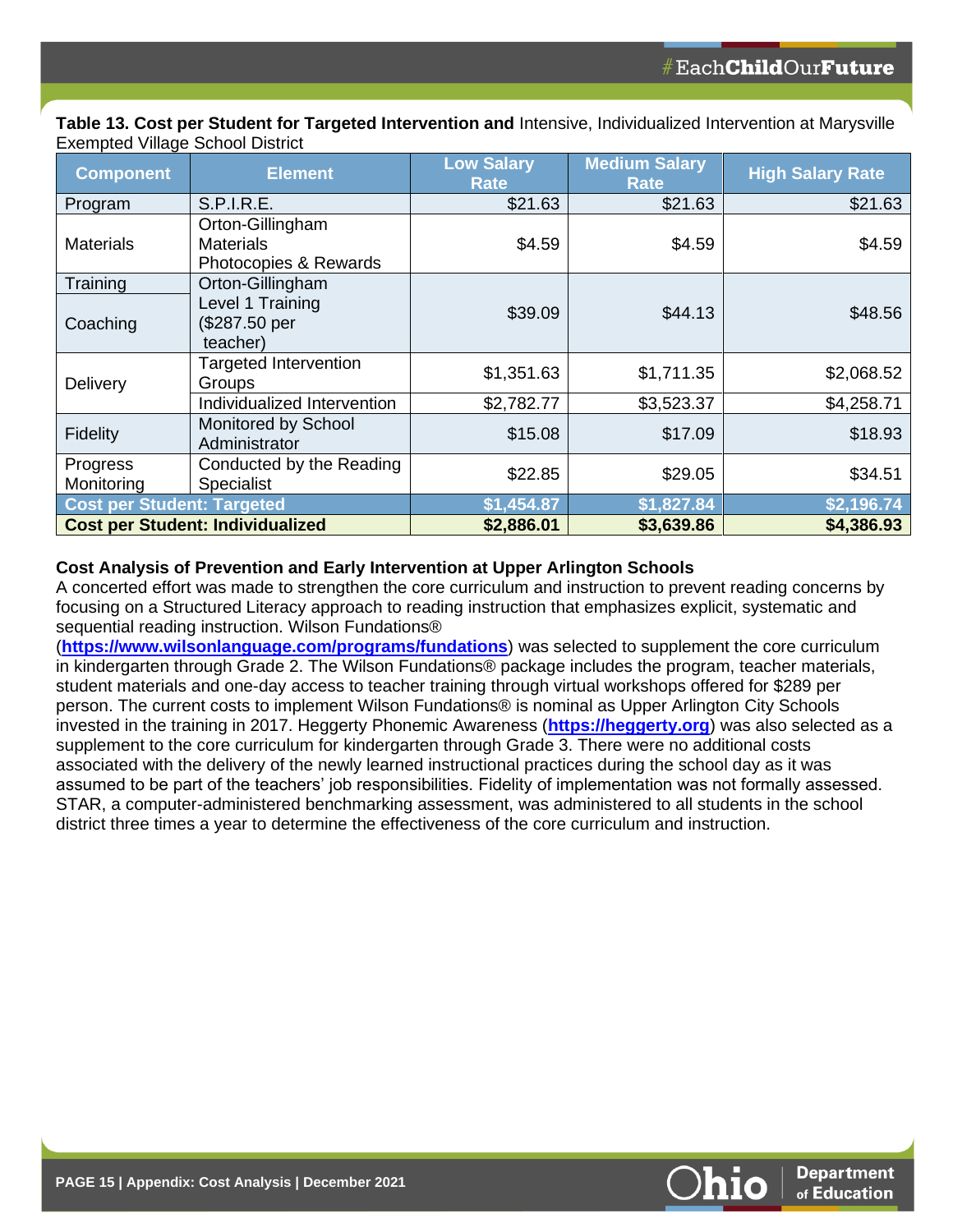**Table 13. Cost per Student for Targeted Intervention and** Intensive, Individualized Intervention at Marysville Exempted Village School District

| Component | Element | Low Salary Rate | Medium Salary Rate | High Salary Rate |
|---|---|---|---|---|
| Program | S.P.I.R.E. | $21.63 | $21.63 | $21.63 |
| Materials | Orton-Gillingham Materials Photocopies & Rewards | $4.59 | $4.59 | $4.59 |
| Training / Coaching | Orton-Gillingham Level 1 Training ($287.50 per teacher) | $39.09 | $44.13 | $48.56 |
| Delivery | Targeted Intervention Groups | $1,351.63 | $1,711.35 | $2,068.52 |
| | Individualized Intervention | $2,782.77 | $3,523.37 | $4,258.71 |
| Fidelity | Monitored by School Administrator | $15.08 | $17.09 | $18.93 |
| Progress Monitoring | Conducted by the Reading Specialist | $22.85 | $29.05 | $34.51 |
| **Cost per Student: Targeted** | | **$1,454.87** | **$1,827.84** | **$2,196.74** |
| **Cost per Student: Individualized** | | **$2,886.01** | **$3,639.86** | **$4,386.93** |

**Cost Analysis of Prevention and Early Intervention at Upper Arlington Schools**

A concerted effort was made to strengthen the core curriculum and instruction to prevent reading concerns by focusing on a Structured Literacy approach to reading instruction that emphasizes explicit, systematic and sequential reading instruction. Wilson Fundations® (**https://www.wilsonlanguage.com/programs/fundations**) was selected to supplement the core curriculum in kindergarten through Grade 2. The Wilson Fundations® package includes the program, teacher materials, student materials and one-day access to teacher training through virtual workshops offered for $289 per person. The current costs to implement Wilson Fundations® is nominal as Upper Arlington City Schools invested in the training in 2017. Heggerty Phonemic Awareness (**https://heggerty.org**) was also selected as a supplement to the core curriculum for kindergarten through Grade 3. There were no additional costs associated with the delivery of the newly learned instructional practices during the school day as it was assumed to be part of the teachers' job responsibilities. Fidelity of implementation was not formally assessed. STAR, a computer-administered benchmarking assessment, was administered to all students in the school district three times a year to determine the effectiveness of the core curriculum and instruction.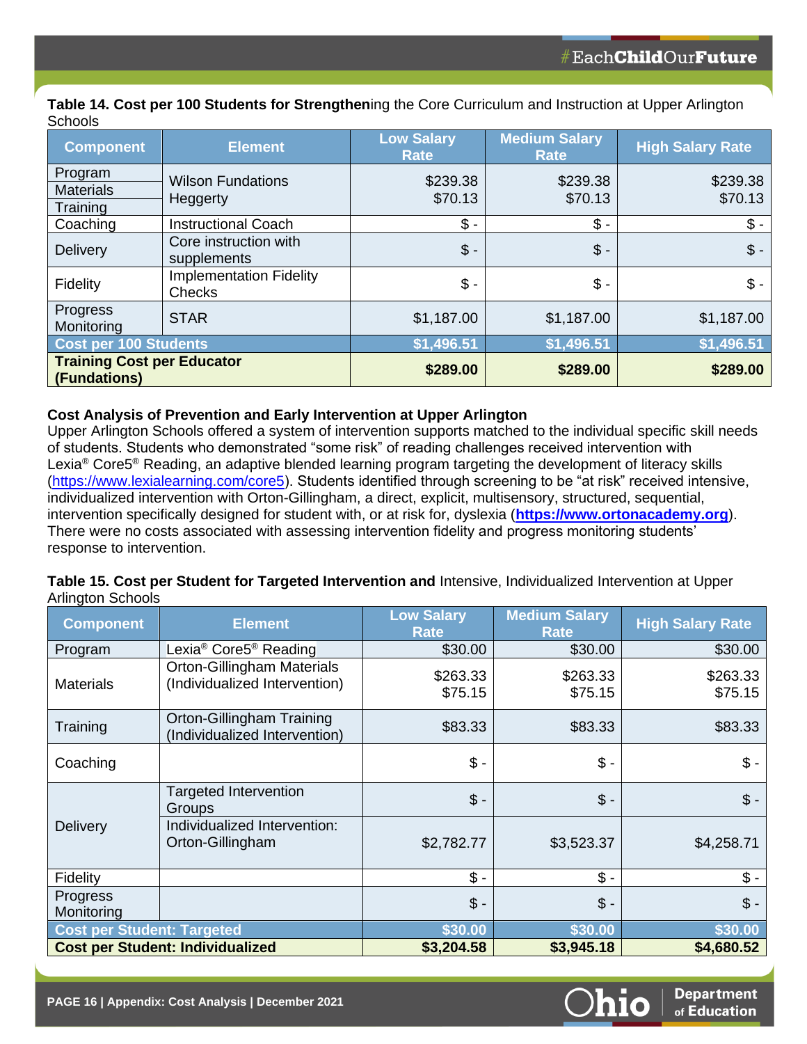**Table 14. Cost per 100 Students for Strengthening the Core Curriculum and Instruction at Upper Arlington Schools**

| Component | Element | Low Salary Rate | Medium Salary Rate | High Salary Rate |
|---|---|---|---|---|
| Program<br>Materials<br>Training | Wilson Fundations<br>Heggerty | $239.38<br>$70.13 | $239.38<br>$70.13 | $239.38<br>$70.13 |
| Coaching | Instructional Coach | $ - | $ - | $ - |
| Delivery | Core instruction with supplements | $ - | $ - | $ - |
| Fidelity | Implementation Fidelity Checks | $ - | $ - | $ - |
| Progress Monitoring | STAR | $1,187.00 | $1,187.00 | $1,187.00 |
| **Cost per 100 Students** | | **$1,496.51** | **$1,496.51** | **$1,496.51** |
| **Training Cost per Educator (Fundations)** | | **$289.00** | **$289.00** | **$289.00** |

**Cost Analysis of Prevention and Early Intervention at Upper Arlington**

Upper Arlington Schools offered a system of intervention supports matched to the individual specific skill needs of students. Students who demonstrated "some risk" of reading challenges received intervention with Lexia® Core5® Reading, an adaptive blended learning program targeting the development of literacy skills (https://www.lexialearning.com/core5). Students identified through screening to be "at risk" received intensive, individualized intervention with Orton-Gillingham, a direct, explicit, multisensory, structured, sequential, intervention specifically designed for student with, or at risk for, dyslexia (**https://www.ortonacademy.org**). There were no costs associated with assessing intervention fidelity and progress monitoring students' response to intervention.

**Table 15. Cost per Student for Targeted Intervention and Intensive, Individualized Intervention at Upper Arlington Schools**

| Component | Element | Low Salary Rate | Medium Salary Rate | High Salary Rate |
|---|---|---|---|---|
| Program | Lexia® Core5® Reading | $30.00 | $30.00 | $30.00 |
| Materials | Orton-Gillingham Materials (Individualized Intervention) | $263.33<br>$75.15 | $263.33<br>$75.15 | $263.33<br>$75.15 |
| Training | Orton-Gillingham Training (Individualized Intervention) | $83.33 | $83.33 | $83.33 |
| Coaching | | $ - | $ - | $ - |
| Delivery | Targeted Intervention Groups | $ - | $ - | $ - |
| | Individualized Intervention: Orton-Gillingham | $2,782.77 | $3,523.37 | $4,258.71 |
| Fidelity | | $ - | $ - | $ - |
| Progress Monitoring | | $ - | $ - | $ - |
| **Cost per Student: Targeted** | | **$30.00** | **$30.00** | **$30.00** |
| **Cost per Student: Individualized** | | **$3,204.58** | **$3,945.18** | **$4,680.52** |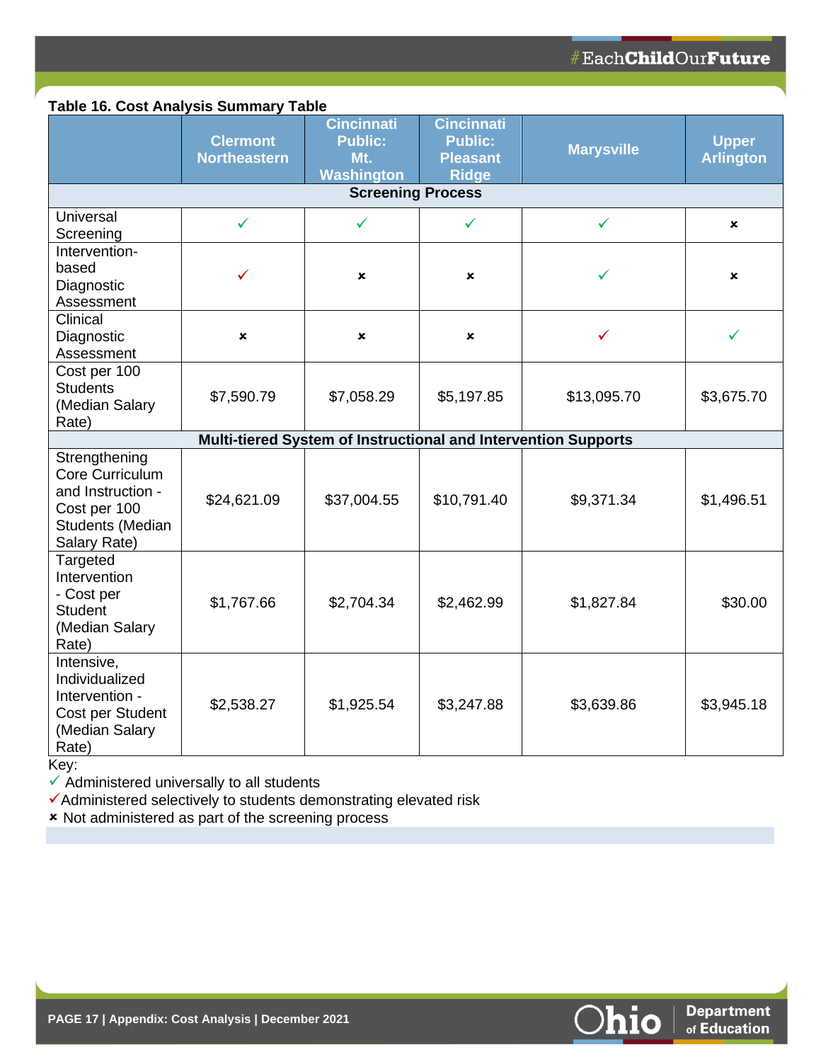**Table 16. Cost Analysis Summary Table**

| | Clermont Northeastern | Cincinnati Public: Mt. Washington | Cincinnati Public: Pleasant Ridge | Marysville | Upper Arlington |
|---|---|---|---|---|---|
| **Screening Process** | | | | | |
| Universal Screening | ✓ | ✓ | ✓ | ✓ | × |
| Intervention-based Diagnostic Assessment | ✓ (selective) | × | × | ✓ | × |
| Clinical Diagnostic Assessment | × | × | × | ✓ (selective) | ✓ |
| Cost per 100 Students (Median Salary Rate) | $7,590.79 | $7,058.29 | $5,197.85 | $13,095.70 | $3,675.70 |
| **Multi-tiered System of Instructional and Intervention Supports** | | | | | |
| Strengthening Core Curriculum and Instruction - Cost per 100 Students (Median Salary Rate) | $24,621.09 | $37,004.55 | $10,791.40 | $9,371.34 | $1,496.51 |
| Targeted Intervention - Cost per Student (Median Salary Rate) | $1,767.66 | $2,704.34 | $2,462.99 | $1,827.84 | $30.00 |
| Intensive, Individualized Intervention - Cost per Student (Median Salary Rate) | $2,538.27 | $1,925.54 | $3,247.88 | $3,639.86 | $3,945.18 |

Key:

✓ Administered universally to all students

✓ (selective) Administered selectively to students demonstrating elevated risk

× Not administered as part of the screening process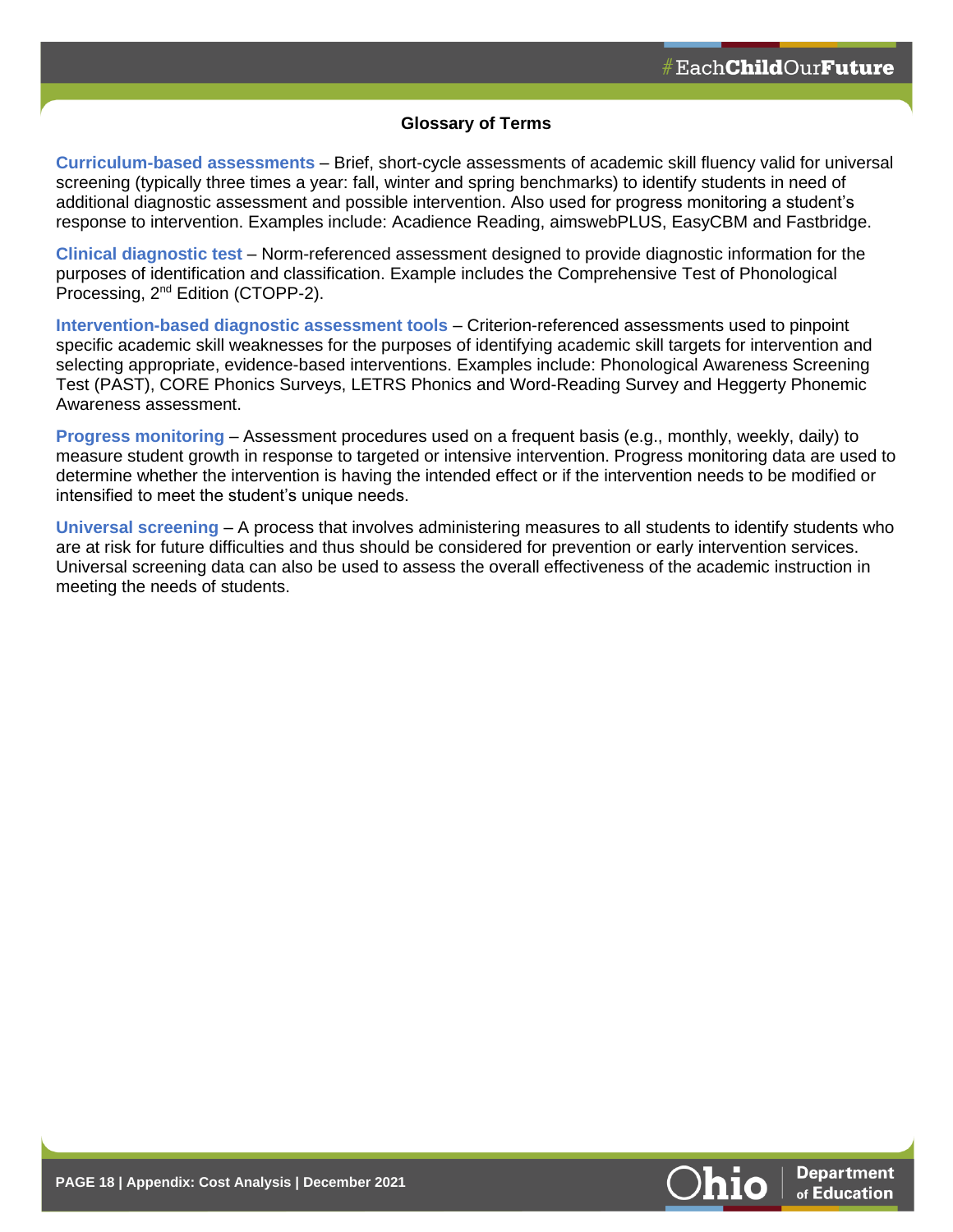## Glossary of Terms

**Curriculum-based assessments** – Brief, short-cycle assessments of academic skill fluency valid for universal screening (typically three times a year: fall, winter and spring benchmarks) to identify students in need of additional diagnostic assessment and possible intervention. Also used for progress monitoring a student's response to intervention. Examples include: Acadience Reading, aimswebPLUS, EasyCBM and Fastbridge.

**Clinical diagnostic test** – Norm-referenced assessment designed to provide diagnostic information for the purposes of identification and classification. Example includes the Comprehensive Test of Phonological Processing, 2nd Edition (CTOPP-2).

**Intervention-based diagnostic assessment tools** – Criterion-referenced assessments used to pinpoint specific academic skill weaknesses for the purposes of identifying academic skill targets for intervention and selecting appropriate, evidence-based interventions. Examples include: Phonological Awareness Screening Test (PAST), CORE Phonics Surveys, LETRS Phonics and Word-Reading Survey and Heggerty Phonemic Awareness assessment.

**Progress monitoring** – Assessment procedures used on a frequent basis (e.g., monthly, weekly, daily) to measure student growth in response to targeted or intensive intervention. Progress monitoring data are used to determine whether the intervention is having the intended effect or if the intervention needs to be modified or intensified to meet the student's unique needs.

**Universal screening** – A process that involves administering measures to all students to identify students who are at risk for future difficulties and thus should be considered for prevention or early intervention services. Universal screening data can also be used to assess the overall effectiveness of the academic instruction in meeting the needs of students.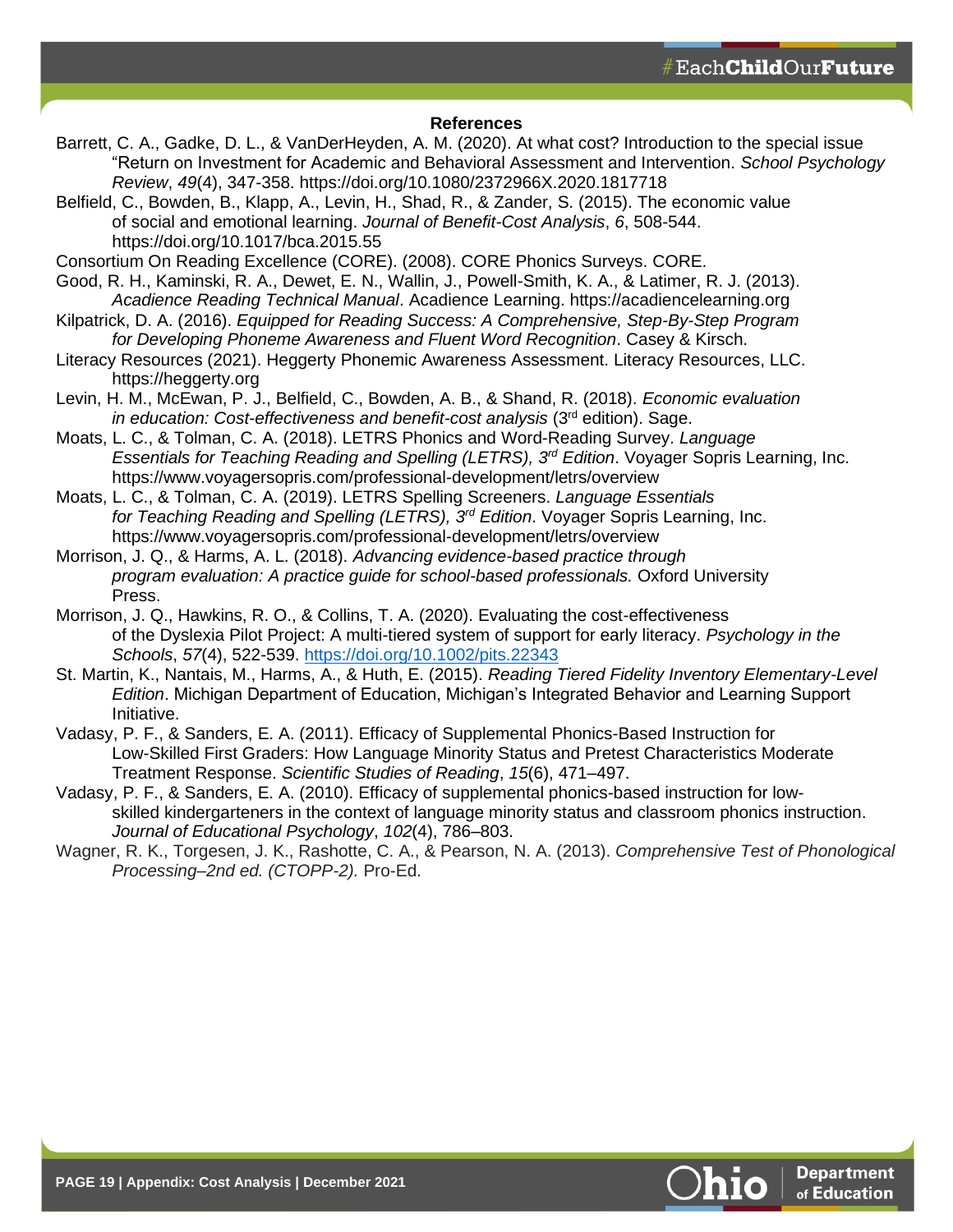## References

Barrett, C. A., Gadke, D. L., & VanDerHeyden, A. M. (2020). At what cost? Introduction to the special issue "Return on Investment for Academic and Behavioral Assessment and Intervention. *School Psychology Review*, *49*(4), 347-358. https://doi.org/10.1080/2372966X.2020.1817718

Belfield, C., Bowden, B., Klapp, A., Levin, H., Shad, R., & Zander, S. (2015). The economic value of social and emotional learning. *Journal of Benefit-Cost Analysis*, *6*, 508-544. https://doi.org/10.1017/bca.2015.55

Consortium On Reading Excellence (CORE). (2008). CORE Phonics Surveys. CORE.

Good, R. H., Kaminski, R. A., Dewet, E. N., Wallin, J., Powell-Smith, K. A., & Latimer, R. J. (2013). *Acadience Reading Technical Manual*. Acadience Learning. https://acadiencelearning.org

Kilpatrick, D. A. (2016). *Equipped for Reading Success: A Comprehensive, Step-By-Step Program for Developing Phoneme Awareness and Fluent Word Recognition*. Casey & Kirsch.

Literacy Resources (2021). Heggerty Phonemic Awareness Assessment. Literacy Resources, LLC. https://heggerty.org

Levin, H. M., McEwan, P. J., Belfield, C., Bowden, A. B., & Shand, R. (2018). *Economic evaluation in education: Cost-effectiveness and benefit-cost analysis* (3rd edition). Sage.

Moats, L. C., & Tolman, C. A. (2018). LETRS Phonics and Word-Reading Survey. *Language Essentials for Teaching Reading and Spelling (LETRS), 3rd Edition*. Voyager Sopris Learning, Inc. https://www.voyagersopris.com/professional-development/letrs/overview

Moats, L. C., & Tolman, C. A. (2019). LETRS Spelling Screeners. *Language Essentials for Teaching Reading and Spelling (LETRS), 3rd Edition*. Voyager Sopris Learning, Inc. https://www.voyagersopris.com/professional-development/letrs/overview

Morrison, J. Q., & Harms, A. L. (2018). *Advancing evidence-based practice through program evaluation: A practice guide for school-based professionals.* Oxford University Press.

Morrison, J. Q., Hawkins, R. O., & Collins, T. A. (2020). Evaluating the cost-effectiveness of the Dyslexia Pilot Project: A multi-tiered system of support for early literacy. *Psychology in the Schools*, *57*(4), 522-539. https://doi.org/10.1002/pits.22343

St. Martin, K., Nantais, M., Harms, A., & Huth, E. (2015). *Reading Tiered Fidelity Inventory Elementary-Level Edition*. Michigan Department of Education, Michigan's Integrated Behavior and Learning Support Initiative.

Vadasy, P. F., & Sanders, E. A. (2011). Efficacy of Supplemental Phonics-Based Instruction for Low-Skilled First Graders: How Language Minority Status and Pretest Characteristics Moderate Treatment Response. *Scientific Studies of Reading*, *15*(6), 471–497.

Vadasy, P. F., & Sanders, E. A. (2010). Efficacy of supplemental phonics-based instruction for low-skilled kindergarteners in the context of language minority status and classroom phonics instruction. *Journal of Educational Psychology*, *102*(4), 786–803.

Wagner, R. K., Torgesen, J. K., Rashotte, C. A., & Pearson, N. A. (2013). *Comprehensive Test of Phonological Processing–2nd ed. (CTOPP-2).* Pro-Ed.